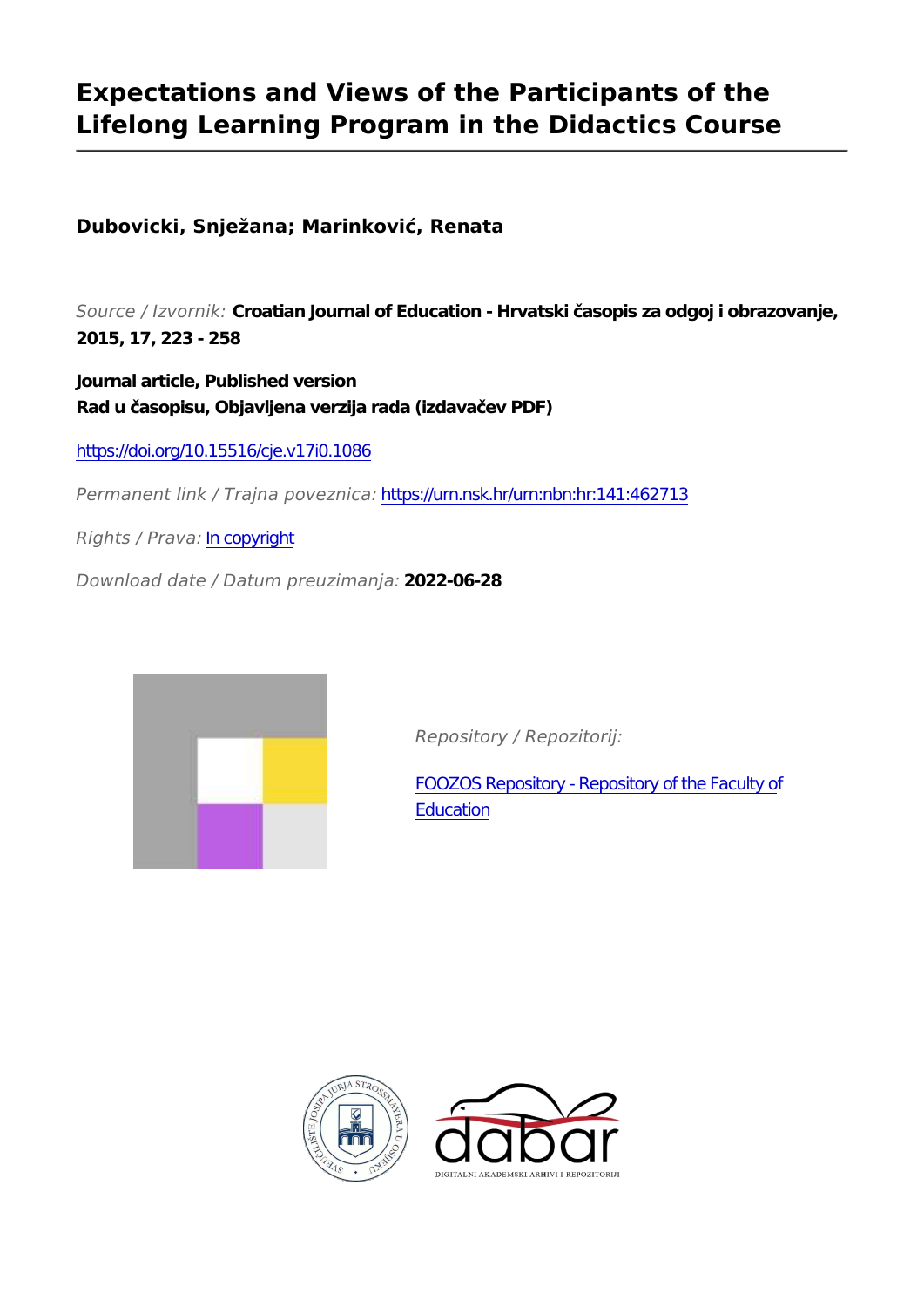# Expectations and Views of the Participants of the Lifelong Learning Program in the Didactics Course

**Dubovicki, Snježana; Marinković, Renata**

*Source / Izvornik:* **Croatian Journal of Education - Hrvatski časopis za odgoj i obrazovanje, 2015, 17, 223 - 258**

**Journal article, Published version**
**Rad u časopisu, Objavljena verzija rada (izdavačev PDF)**

https://doi.org/10.15516/cje.v17i0.1086

*Permanent link / Trajna poveznica:* https://urn.nsk.hr/urn:nbn:hr:141:462713

*Rights / Prava:* In copyright

*Download date / Datum preuzimanja:* **2022-06-28**

*Repository / Repozitorij:*

FOOZOS Repository - Repository of the Faculty of Education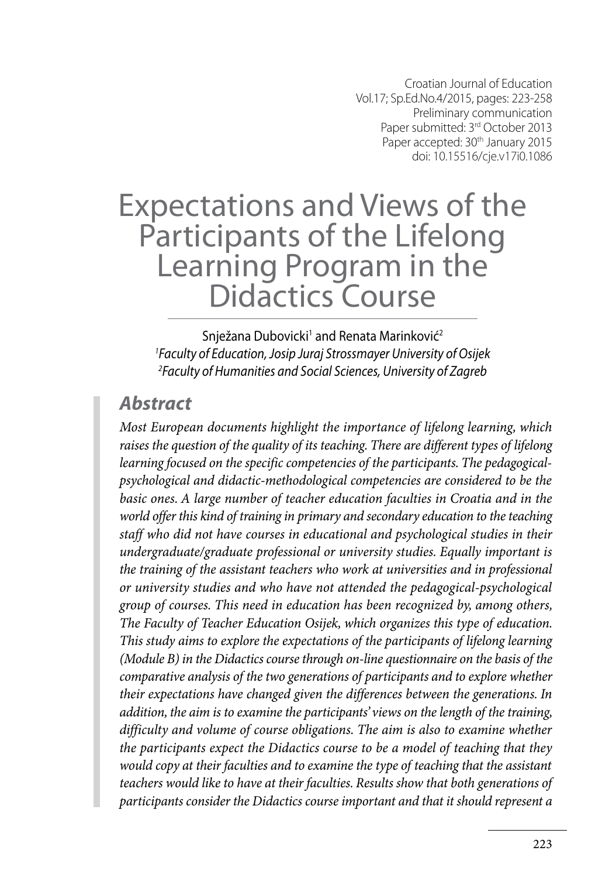Croatian Journal of Education
Vol.17; Sp.Ed.No.4/2015, pages: 223-258
Preliminary communication
Paper submitted: 3rd October 2013
Paper accepted: 30th January 2015
doi: 10.15516/cje.v17i0.1086

# Expectations and Views of the Participants of the Lifelong Learning Program in the Didactics Course

Snježana Dubovicki[1] and Renata Marinković[2]

[1] *Faculty of Education, Josip Juraj Strossmayer University of Osijek*
[2] *Faculty of Humanities and Social Sciences, University of Zagreb*

## Abstract

*Most European documents highlight the importance of lifelong learning, which raises the question of the quality of its teaching. There are different types of lifelong learning focused on the specific competencies of the participants. The pedagogical-psychological and didactic-methodological competencies are considered to be the basic ones. A large number of teacher education faculties in Croatia and in the world offer this kind of training in primary and secondary education to the teaching staff who did not have courses in educational and psychological studies in their undergraduate/graduate professional or university studies. Equally important is the training of the assistant teachers who work at universities and in professional or university studies and who have not attended the pedagogical-psychological group of courses. This need in education has been recognized by, among others, The Faculty of Teacher Education Osijek, which organizes this type of education. This study aims to explore the expectations of the participants of lifelong learning (Module B) in the Didactics course through on-line questionnaire on the basis of the comparative analysis of the two generations of participants and to explore whether their expectations have changed given the differences between the generations. In addition, the aim is to examine the participants' views on the length of the training, difficulty and volume of course obligations. The aim is also to examine whether the participants expect the Didactics course to be a model of teaching that they would copy at their faculties and to examine the type of teaching that the assistant teachers would like to have at their faculties. Results show that both generations of participants consider the Didactics course important and that it should represent a*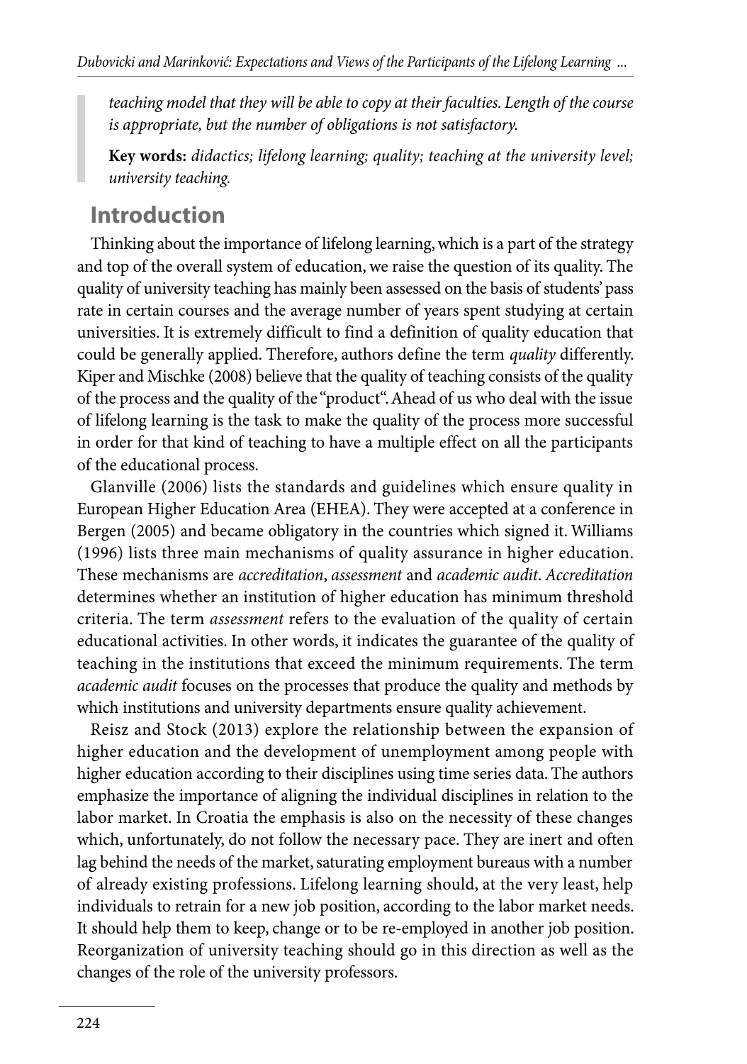*teaching model that they will be able to copy at their faculties. Length of the course is appropriate, but the number of obligations is not satisfactory.*

**Key words:** *didactics; lifelong learning; quality; teaching at the university level; university teaching.*

## Introduction

Thinking about the importance of lifelong learning, which is a part of the strategy and top of the overall system of education, we raise the question of its quality. The quality of university teaching has mainly been assessed on the basis of students' pass rate in certain courses and the average number of years spent studying at certain universities. It is extremely difficult to find a definition of quality education that could be generally applied. Therefore, authors define the term *quality* differently. Kiper and Mischke (2008) believe that the quality of teaching consists of the quality of the process and the quality of the "product". Ahead of us who deal with the issue of lifelong learning is the task to make the quality of the process more successful in order for that kind of teaching to have a multiple effect on all the participants of the educational process.

Glanville (2006) lists the standards and guidelines which ensure quality in European Higher Education Area (EHEA). They were accepted at a conference in Bergen (2005) and became obligatory in the countries which signed it. Williams (1996) lists three main mechanisms of quality assurance in higher education. These mechanisms are *accreditation*, *assessment* and *academic audit*. *Accreditation* determines whether an institution of higher education has minimum threshold criteria. The term *assessment* refers to the evaluation of the quality of certain educational activities. In other words, it indicates the guarantee of the quality of teaching in the institutions that exceed the minimum requirements. The term *academic audit* focuses on the processes that produce the quality and methods by which institutions and university departments ensure quality achievement.

Reisz and Stock (2013) explore the relationship between the expansion of higher education and the development of unemployment among people with higher education according to their disciplines using time series data. The authors emphasize the importance of aligning the individual disciplines in relation to the labor market. In Croatia the emphasis is also on the necessity of these changes which, unfortunately, do not follow the necessary pace. They are inert and often lag behind the needs of the market, saturating employment bureaus with a number of already existing professions. Lifelong learning should, at the very least, help individuals to retrain for a new job position, according to the labor market needs. It should help them to keep, change or to be re-employed in another job position. Reorganization of university teaching should go in this direction as well as the changes of the role of the university professors.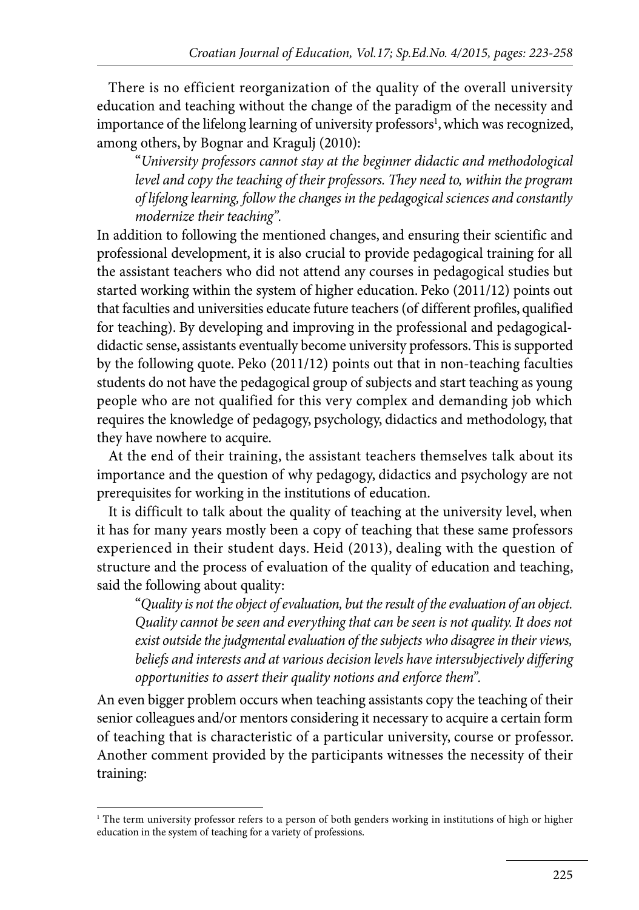There is no efficient reorganization of the quality of the overall university education and teaching without the change of the paradigm of the necessity and importance of the lifelong learning of university professors[1], which was recognized, among others, by Bognar and Kragulj (2010):

> "*University professors cannot stay at the beginner didactic and methodological level and copy the teaching of their professors. They need to, within the program of lifelong learning, follow the changes in the pedagogical sciences and constantly modernize their teaching*".

In addition to following the mentioned changes, and ensuring their scientific and professional development, it is also crucial to provide pedagogical training for all the assistant teachers who did not attend any courses in pedagogical studies but started working within the system of higher education. Peko (2011/12) points out that faculties and universities educate future teachers (of different profiles, qualified for teaching). By developing and improving in the professional and pedagogical-didactic sense, assistants eventually become university professors. This is supported by the following quote. Peko (2011/12) points out that in non-teaching faculties students do not have the pedagogical group of subjects and start teaching as young people who are not qualified for this very complex and demanding job which requires the knowledge of pedagogy, psychology, didactics and methodology, that they have nowhere to acquire.

At the end of their training, the assistant teachers themselves talk about its importance and the question of why pedagogy, didactics and psychology are not prerequisites for working in the institutions of education.

It is difficult to talk about the quality of teaching at the university level, when it has for many years mostly been a copy of teaching that these same professors experienced in their student days. Heid (2013), dealing with the question of structure and the process of evaluation of the quality of education and teaching, said the following about quality:

> "*Quality is not the object of evaluation, but the result of the evaluation of an object. Quality cannot be seen and everything that can be seen is not quality. It does not exist outside the judgmental evaluation of the subjects who disagree in their views, beliefs and interests and at various decision levels have intersubjectively differing opportunities to assert their quality notions and enforce them*".

An even bigger problem occurs when teaching assistants copy the teaching of their senior colleagues and/or mentors considering it necessary to acquire a certain form of teaching that is characteristic of a particular university, course or professor. Another comment provided by the participants witnesses the necessity of their training:

---

[1] The term university professor refers to a person of both genders working in institutions of high or higher education in the system of teaching for a variety of professions.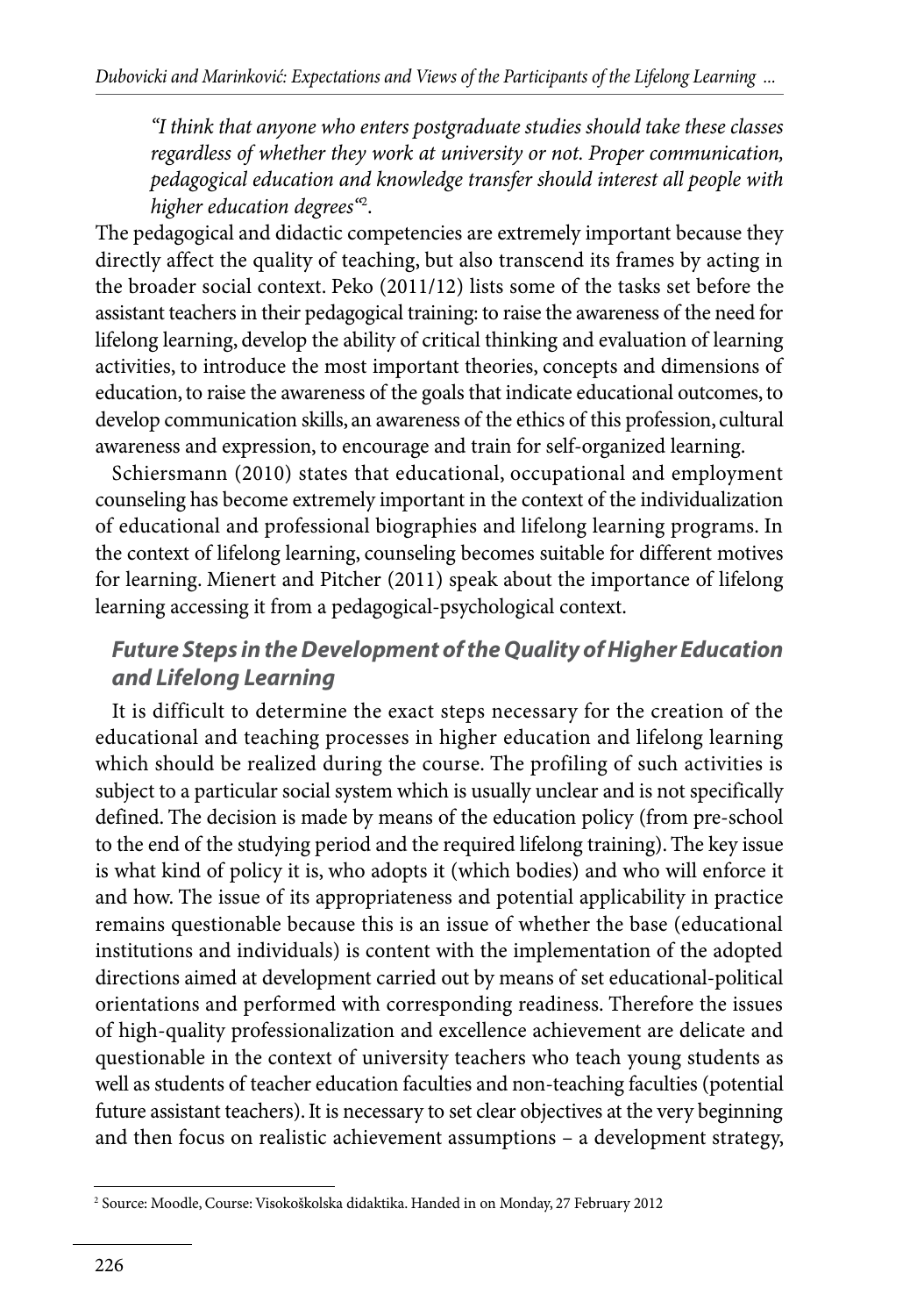*"I think that anyone who enters postgraduate studies should take these classes regardless of whether they work at university or not. Proper communication, pedagogical education and knowledge transfer should interest all people with higher education degrees"*[2].

The pedagogical and didactic competencies are extremely important because they directly affect the quality of teaching, but also transcend its frames by acting in the broader social context. Peko (2011/12) lists some of the tasks set before the assistant teachers in their pedagogical training: to raise the awareness of the need for lifelong learning, develop the ability of critical thinking and evaluation of learning activities, to introduce the most important theories, concepts and dimensions of education, to raise the awareness of the goals that indicate educational outcomes, to develop communication skills, an awareness of the ethics of this profession, cultural awareness and expression, to encourage and train for self-organized learning.

Schiersmann (2010) states that educational, occupational and employment counseling has become extremely important in the context of the individualization of educational and professional biographies and lifelong learning programs. In the context of lifelong learning, counseling becomes suitable for different motives for learning. Mienert and Pitcher (2011) speak about the importance of lifelong learning accessing it from a pedagogical-psychological context.

### *Future Steps in the Development of the Quality of Higher Education and Lifelong Learning*

It is difficult to determine the exact steps necessary for the creation of the educational and teaching processes in higher education and lifelong learning which should be realized during the course. The profiling of such activities is subject to a particular social system which is usually unclear and is not specifically defined. The decision is made by means of the education policy (from pre-school to the end of the studying period and the required lifelong training). The key issue is what kind of policy it is, who adopts it (which bodies) and who will enforce it and how. The issue of its appropriateness and potential applicability in practice remains questionable because this is an issue of whether the base (educational institutions and individuals) is content with the implementation of the adopted directions aimed at development carried out by means of set educational-political orientations and performed with corresponding readiness. Therefore the issues of high-quality professionalization and excellence achievement are delicate and questionable in the context of university teachers who teach young students as well as students of teacher education faculties and non-teaching faculties (potential future assistant teachers). It is necessary to set clear objectives at the very beginning and then focus on realistic achievement assumptions – a development strategy,

[2] Source: Moodle, Course: Visokoškolska didaktika. Handed in on Monday, 27 February 2012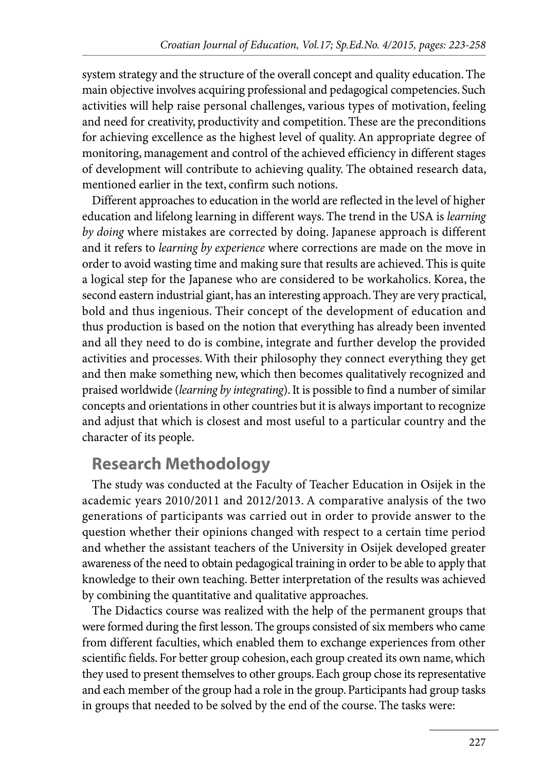system strategy and the structure of the overall concept and quality education. The main objective involves acquiring professional and pedagogical competencies. Such activities will help raise personal challenges, various types of motivation, feeling and need for creativity, productivity and competition. These are the preconditions for achieving excellence as the highest level of quality. An appropriate degree of monitoring, management and control of the achieved efficiency in different stages of development will contribute to achieving quality. The obtained research data, mentioned earlier in the text, confirm such notions.

Different approaches to education in the world are reflected in the level of higher education and lifelong learning in different ways. The trend in the USA is *learning by doing* where mistakes are corrected by doing. Japanese approach is different and it refers to *learning by experience* where corrections are made on the move in order to avoid wasting time and making sure that results are achieved. This is quite a logical step for the Japanese who are considered to be workaholics. Korea, the second eastern industrial giant, has an interesting approach. They are very practical, bold and thus ingenious. Their concept of the development of education and thus production is based on the notion that everything has already been invented and all they need to do is combine, integrate and further develop the provided activities and processes. With their philosophy they connect everything they get and then make something new, which then becomes qualitatively recognized and praised worldwide (*learning by integrating*). It is possible to find a number of similar concepts and orientations in other countries but it is always important to recognize and adjust that which is closest and most useful to a particular country and the character of its people.

## Research Methodology

The study was conducted at the Faculty of Teacher Education in Osijek in the academic years 2010/2011 and 2012/2013. A comparative analysis of the two generations of participants was carried out in order to provide answer to the question whether their opinions changed with respect to a certain time period and whether the assistant teachers of the University in Osijek developed greater awareness of the need to obtain pedagogical training in order to be able to apply that knowledge to their own teaching. Better interpretation of the results was achieved by combining the quantitative and qualitative approaches.

The Didactics course was realized with the help of the permanent groups that were formed during the first lesson. The groups consisted of six members who came from different faculties, which enabled them to exchange experiences from other scientific fields. For better group cohesion, each group created its own name, which they used to present themselves to other groups. Each group chose its representative and each member of the group had a role in the group. Participants had group tasks in groups that needed to be solved by the end of the course. The tasks were: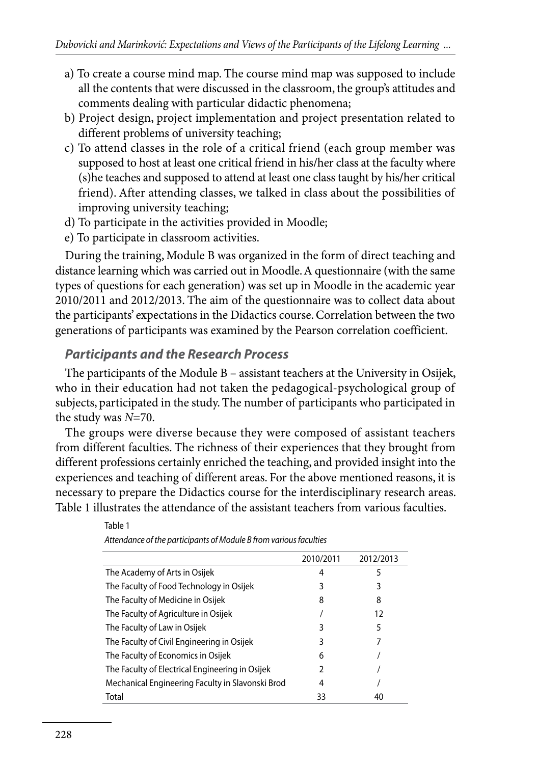a) To create a course mind map. The course mind map was supposed to include all the contents that were discussed in the classroom, the group's attitudes and comments dealing with particular didactic phenomena;
b) Project design, project implementation and project presentation related to different problems of university teaching;
c) To attend classes in the role of a critical friend (each group member was supposed to host at least one critical friend in his/her class at the faculty where (s)he teaches and supposed to attend at least one class taught by his/her critical friend). After attending classes, we talked in class about the possibilities of improving university teaching;
d) To participate in the activities provided in Moodle;
e) To participate in classroom activities.

During the training, Module B was organized in the form of direct teaching and distance learning which was carried out in Moodle. A questionnaire (with the same types of questions for each generation) was set up in Moodle in the academic year 2010/2011 and 2012/2013. The aim of the questionnaire was to collect data about the participants' expectations in the Didactics course. Correlation between the two generations of participants was examined by the Pearson correlation coefficient.

### *Participants and the Research Process*

The participants of the Module B – assistant teachers at the University in Osijek, who in their education had not taken the pedagogical-psychological group of subjects, participated in the study. The number of participants who participated in the study was *N*=70.

The groups were diverse because they were composed of assistant teachers from different faculties. The richness of their experiences that they brought from different professions certainly enriched the teaching, and provided insight into the experiences and teaching of different areas. For the above mentioned reasons, it is necessary to prepare the Didactics course for the interdisciplinary research areas. Table 1 illustrates the attendance of the assistant teachers from various faculties.

Table 1

*Attendance of the participants of Module B from various faculties*

| | 2010/2011 | 2012/2013 |
|---|---|---|
| The Academy of Arts in Osijek | 4 | 5 |
| The Faculty of Food Technology in Osijek | 3 | 3 |
| The Faculty of Medicine in Osijek | 8 | 8 |
| The Faculty of Agriculture in Osijek | / | 12 |
| The Faculty of Law in Osijek | 3 | 5 |
| The Faculty of Civil Engineering in Osijek | 3 | 7 |
| The Faculty of Economics in Osijek | 6 | / |
| The Faculty of Electrical Engineering in Osijek | 2 | / |
| Mechanical Engineering Faculty in Slavonski Brod | 4 | / |
| Total | 33 | 40 |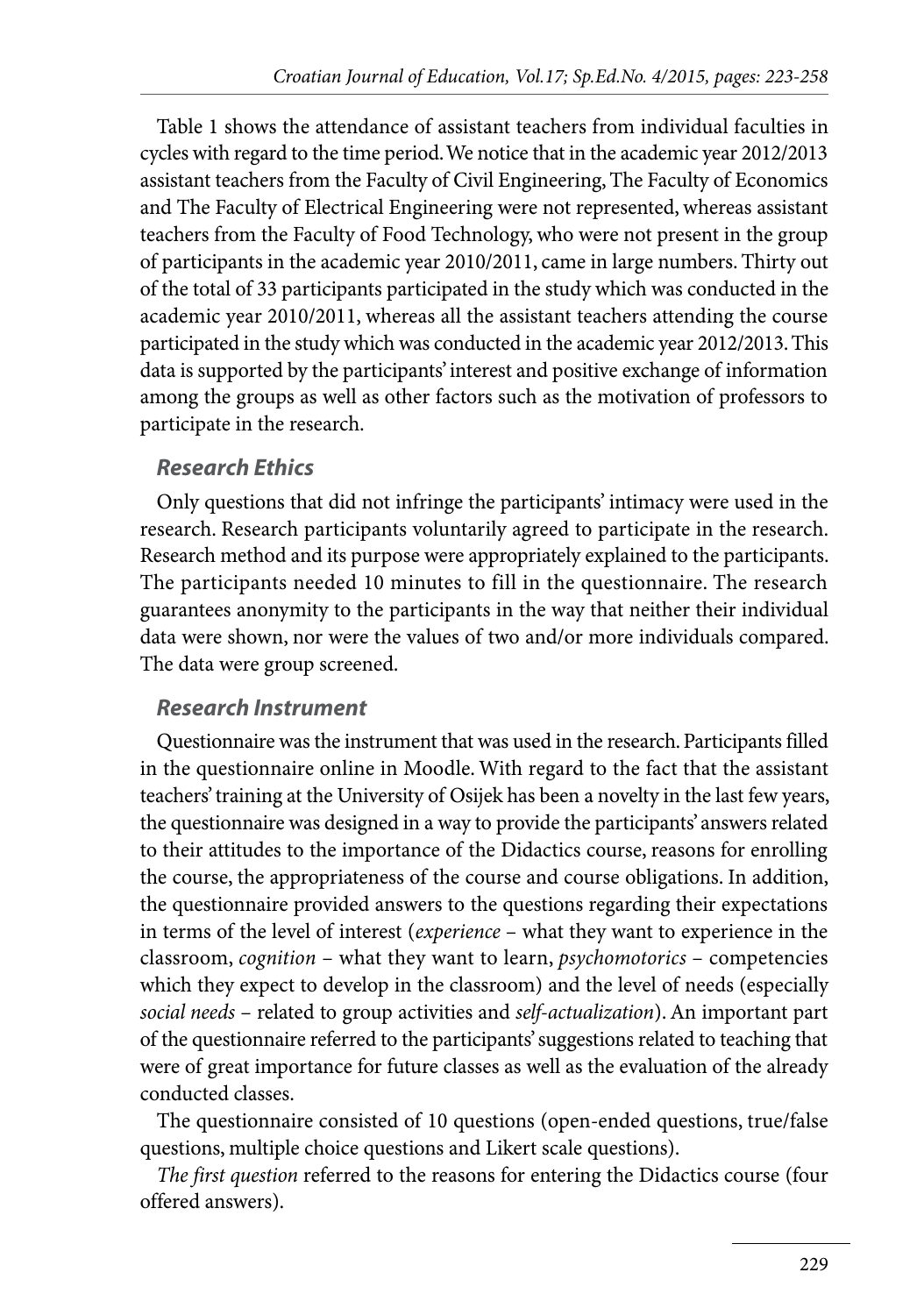Table 1 shows the attendance of assistant teachers from individual faculties in cycles with regard to the time period. We notice that in the academic year 2012/2013 assistant teachers from the Faculty of Civil Engineering, The Faculty of Economics and The Faculty of Electrical Engineering were not represented, whereas assistant teachers from the Faculty of Food Technology, who were not present in the group of participants in the academic year 2010/2011, came in large numbers. Thirty out of the total of 33 participants participated in the study which was conducted in the academic year 2010/2011, whereas all the assistant teachers attending the course participated in the study which was conducted in the academic year 2012/2013. This data is supported by the participants' interest and positive exchange of information among the groups as well as other factors such as the motivation of professors to participate in the research.

### *Research Ethics*

Only questions that did not infringe the participants' intimacy were used in the research. Research participants voluntarily agreed to participate in the research. Research method and its purpose were appropriately explained to the participants. The participants needed 10 minutes to fill in the questionnaire. The research guarantees anonymity to the participants in the way that neither their individual data were shown, nor were the values of two and/or more individuals compared. The data were group screened.

### *Research Instrument*

Questionnaire was the instrument that was used in the research. Participants filled in the questionnaire online in Moodle. With regard to the fact that the assistant teachers' training at the University of Osijek has been a novelty in the last few years, the questionnaire was designed in a way to provide the participants' answers related to their attitudes to the importance of the Didactics course, reasons for enrolling the course, the appropriateness of the course and course obligations. In addition, the questionnaire provided answers to the questions regarding their expectations in terms of the level of interest (*experience* – what they want to experience in the classroom, *cognition* – what they want to learn, *psychomotorics* – competencies which they expect to develop in the classroom) and the level of needs (especially *social needs* – related to group activities and *self-actualization*). An important part of the questionnaire referred to the participants' suggestions related to teaching that were of great importance for future classes as well as the evaluation of the already conducted classes.

The questionnaire consisted of 10 questions (open-ended questions, true/false questions, multiple choice questions and Likert scale questions).

*The first question* referred to the reasons for entering the Didactics course (four offered answers).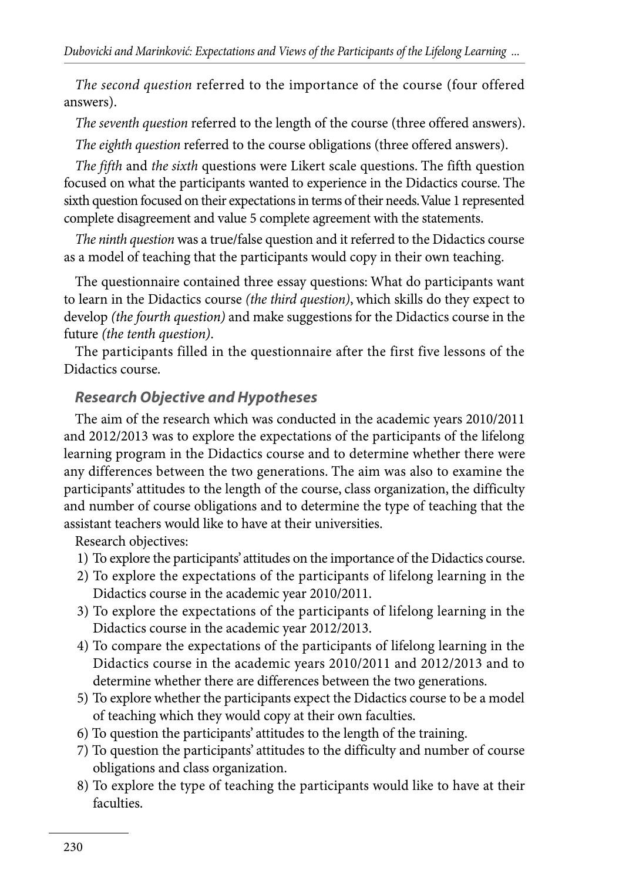*The second question* referred to the importance of the course (four offered answers).

*The seventh question* referred to the length of the course (three offered answers).

*The eighth question* referred to the course obligations (three offered answers).

*The fifth* and *the sixth* questions were Likert scale questions. The fifth question focused on what the participants wanted to experience in the Didactics course. The sixth question focused on their expectations in terms of their needs. Value 1 represented complete disagreement and value 5 complete agreement with the statements.

*The ninth question* was a true/false question and it referred to the Didactics course as a model of teaching that the participants would copy in their own teaching.

The questionnaire contained three essay questions: What do participants want to learn in the Didactics course *(the third question)*, which skills do they expect to develop *(the fourth question)* and make suggestions for the Didactics course in the future *(the tenth question)*.

The participants filled in the questionnaire after the first five lessons of the Didactics course.

### *Research Objective and Hypotheses*

The aim of the research which was conducted in the academic years 2010/2011 and 2012/2013 was to explore the expectations of the participants of the lifelong learning program in the Didactics course and to determine whether there were any differences between the two generations. The aim was also to examine the participants' attitudes to the length of the course, class organization, the difficulty and number of course obligations and to determine the type of teaching that the assistant teachers would like to have at their universities.

Research objectives:

1) To explore the participants' attitudes on the importance of the Didactics course.
2) To explore the expectations of the participants of lifelong learning in the Didactics course in the academic year 2010/2011.
3) To explore the expectations of the participants of lifelong learning in the Didactics course in the academic year 2012/2013.
4) To compare the expectations of the participants of lifelong learning in the Didactics course in the academic years 2010/2011 and 2012/2013 and to determine whether there are differences between the two generations.
5) To explore whether the participants expect the Didactics course to be a model of teaching which they would copy at their own faculties.
6) To question the participants' attitudes to the length of the training.
7) To question the participants' attitudes to the difficulty and number of course obligations and class organization.
8) To explore the type of teaching the participants would like to have at their faculties.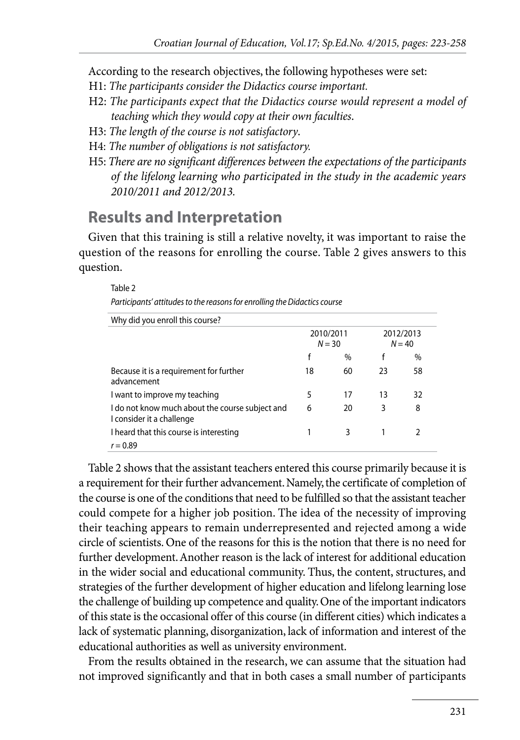According to the research objectives, the following hypotheses were set:

H1: *The participants consider the Didactics course important.*

H2: *The participants expect that the Didactics course would represent a model of teaching which they would copy at their own faculties*.

H3: *The length of the course is not satisfactory*.

H4: *The number of obligations is not satisfactory.*

H5: *There are no significant differences between the expectations of the participants of the lifelong learning who participated in the study in the academic years 2010/2011 and 2012/2013.*

## Results and Interpretation

Given that this training is still a relative novelty, it was important to raise the question of the reasons for enrolling the course. Table 2 gives answers to this question.

Table 2

*Participants' attitudes to the reasons for enrolling the Didactics course*

| Why did you enroll this course? | 2010/2011 $N = 30$ | | 2012/2013 $N = 40$ | |
|---|---|---|---|---|
| | f | % | f | % |
| Because it is a requirement for further advancement | 18 | 60 | 23 | 58 |
| I want to improve my teaching | 5 | 17 | 13 | 32 |
| I do not know much about the course subject and I consider it a challenge | 6 | 20 | 3 | 8 |
| I heard that this course is interesting | 1 | 3 | 1 | 2 |
| $r = 0.89$ | | | | |

Table 2 shows that the assistant teachers entered this course primarily because it is a requirement for their further advancement. Namely, the certificate of completion of the course is one of the conditions that need to be fulfilled so that the assistant teacher could compete for a higher job position. The idea of the necessity of improving their teaching appears to remain underrepresented and rejected among a wide circle of scientists. One of the reasons for this is the notion that there is no need for further development. Another reason is the lack of interest for additional education in the wider social and educational community. Thus, the content, structures, and strategies of the further development of higher education and lifelong learning lose the challenge of building up competence and quality. One of the important indicators of this state is the occasional offer of this course (in different cities) which indicates a lack of systematic planning, disorganization, lack of information and interest of the educational authorities as well as university environment.

From the results obtained in the research, we can assume that the situation had not improved significantly and that in both cases a small number of participants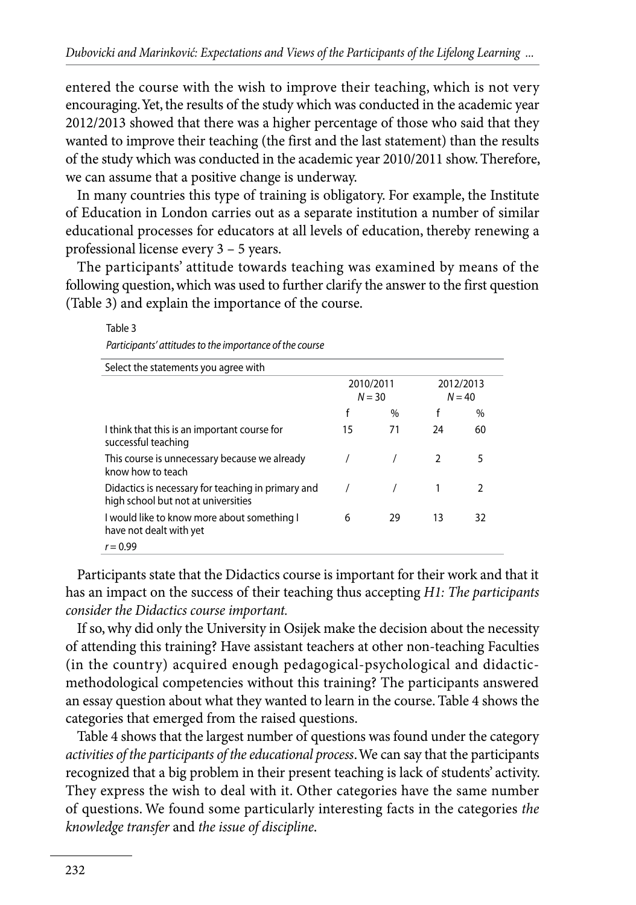entered the course with the wish to improve their teaching, which is not very encouraging. Yet, the results of the study which was conducted in the academic year 2012/2013 showed that there was a higher percentage of those who said that they wanted to improve their teaching (the first and the last statement) than the results of the study which was conducted in the academic year 2010/2011 show. Therefore, we can assume that a positive change is underway.

In many countries this type of training is obligatory. For example, the Institute of Education in London carries out as a separate institution a number of similar educational processes for educators at all levels of education, thereby renewing a professional license every 3 – 5 years.

The participants' attitude towards teaching was examined by means of the following question, which was used to further clarify the answer to the first question (Table 3) and explain the importance of the course.

Table 3

*Participants' attitudes to the importance of the course*

| Select the statements you agree with | 2010/2011 $N = 30$ | | 2012/2013 $N = 40$ | |
|---|---|---|---|---|
| | f | % | f | % |
| I think that this is an important course for successful teaching | 15 | 71 | 24 | 60 |
| This course is unnecessary because we already know how to teach | / | / | 2 | 5 |
| Didactics is necessary for teaching in primary and high school but not at universities | / | / | 1 | 2 |
| I would like to know more about something I have not dealt with yet | 6 | 29 | 13 | 32 |
| $r = 0.99$ | | | | |

Participants state that the Didactics course is important for their work and that it has an impact on the success of their teaching thus accepting *H1: The participants consider the Didactics course important.*

If so, why did only the University in Osijek make the decision about the necessity of attending this training? Have assistant teachers at other non-teaching Faculties (in the country) acquired enough pedagogical-psychological and didactic-methodological competencies without this training? The participants answered an essay question about what they wanted to learn in the course. Table 4 shows the categories that emerged from the raised questions.

Table 4 shows that the largest number of questions was found under the category *activities of the participants of the educational process*. We can say that the participants recognized that a big problem in their present teaching is lack of students' activity. They express the wish to deal with it. Other categories have the same number of questions. We found some particularly interesting facts in the categories *the knowledge transfer* and *the issue of discipline*.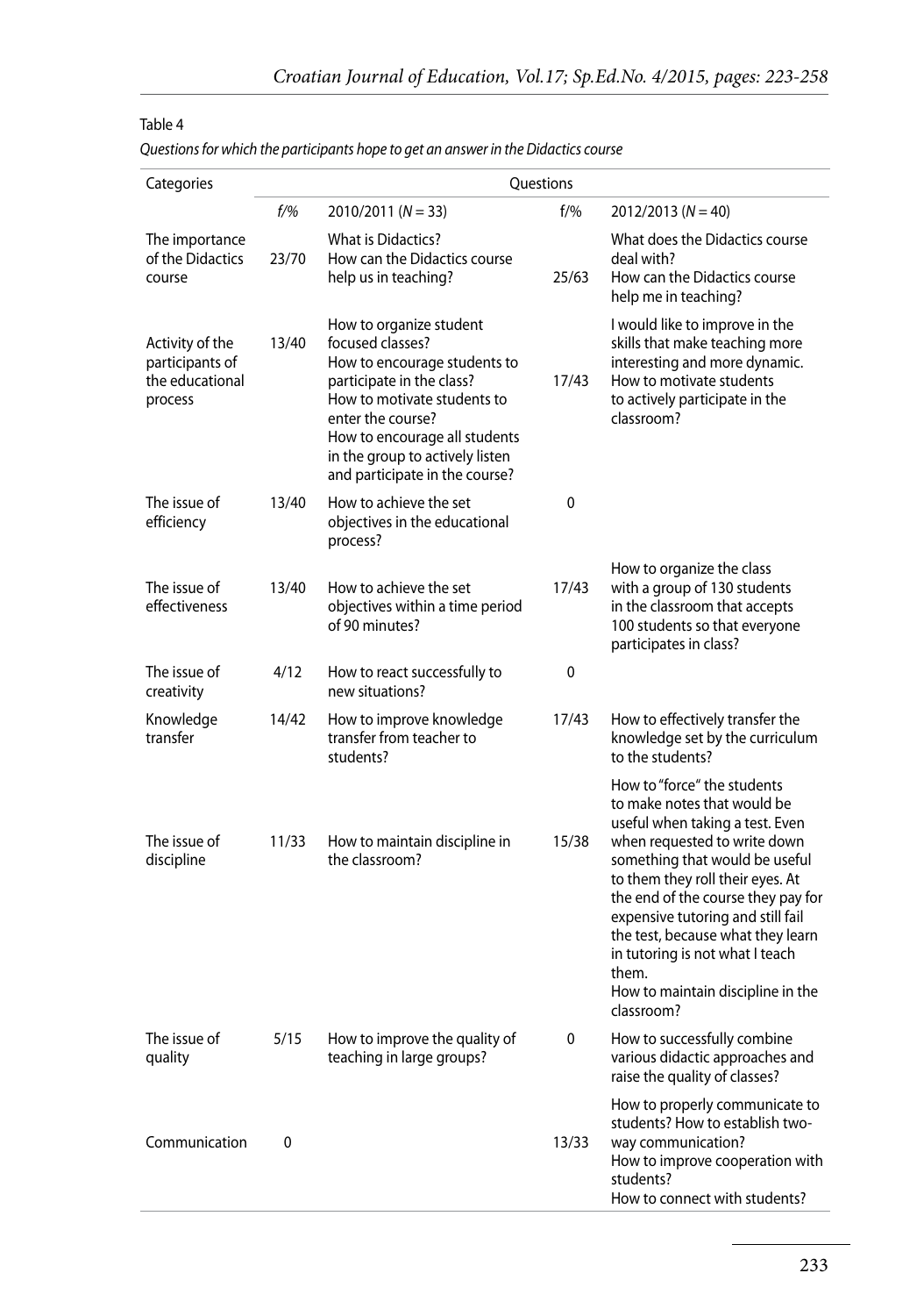Table 4

*Questions for which the participants hope to get an answer in the Didactics course*

| Categories | Questions | | | |
|---|---|---|---|---|
| | f/% | 2010/2011 ($N$ = 33) | f/% | 2012/2013 ($N$ = 40) |
| The importance of the Didactics course | 23/70 | What is Didactics? How can the Didactics course help us in teaching? | 25/63 | What does the Didactics course deal with? How can the Didactics course help me in teaching? |
| Activity of the participants of the educational process | 13/40 | How to organize student focused classes? How to encourage students to participate in the class? How to motivate students to enter the course? How to encourage all students in the group to actively listen and participate in the course? | 17/43 | I would like to improve in the skills that make teaching more interesting and more dynamic. How to motivate students to actively participate in the classroom? |
| The issue of efficiency | 13/40 | How to achieve the set objectives in the educational process? | 0 | |
| The issue of effectiveness | 13/40 | How to achieve the set objectives within a time period of 90 minutes? | 17/43 | How to organize the class with a group of 130 students in the classroom that accepts 100 students so that everyone participates in class? |
| The issue of creativity | 4/12 | How to react successfully to new situations? | 0 | |
| Knowledge transfer | 14/42 | How to improve knowledge transfer from teacher to students? | 17/43 | How to effectively transfer the knowledge set by the curriculum to the students? |
| The issue of discipline | 11/33 | How to maintain discipline in the classroom? | 15/38 | How to "force" the students to make notes that would be useful when taking a test. Even when requested to write down something that would be useful to them they roll their eyes. At the end of the course they pay for expensive tutoring and still fail the test, because what they learn in tutoring is not what I teach them. How to maintain discipline in the classroom? |
| The issue of quality | 5/15 | How to improve the quality of teaching in large groups? | 0 | How to successfully combine various didactic approaches and raise the quality of classes? |
| Communication | 0 | | 13/33 | How to properly communicate to students? How to establish two-way communication? How to improve cooperation with students? How to connect with students? |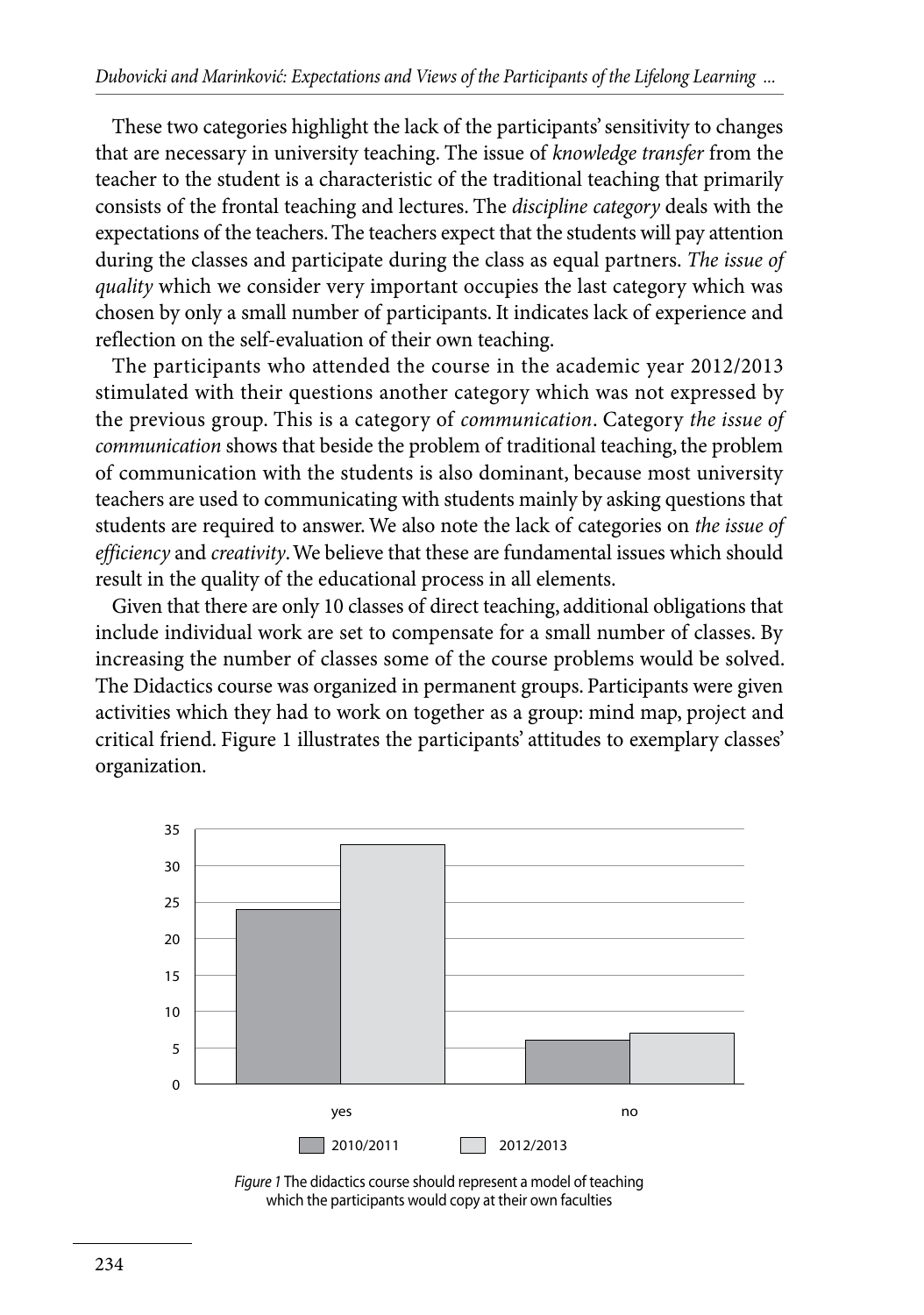These two categories highlight the lack of the participants' sensitivity to changes that are necessary in university teaching. The issue of *knowledge transfer* from the teacher to the student is a characteristic of the traditional teaching that primarily consists of the frontal teaching and lectures. The *discipline category* deals with the expectations of the teachers. The teachers expect that the students will pay attention during the classes and participate during the class as equal partners. *The issue of quality* which we consider very important occupies the last category which was chosen by only a small number of participants. It indicates lack of experience and reflection on the self-evaluation of their own teaching.

The participants who attended the course in the academic year 2012/2013 stimulated with their questions another category which was not expressed by the previous group. This is a category of *communication*. Category *the issue of communication* shows that beside the problem of traditional teaching, the problem of communication with the students is also dominant, because most university teachers are used to communicating with students mainly by asking questions that students are required to answer. We also note the lack of categories on *the issue of efficiency* and *creativity*. We believe that these are fundamental issues which should result in the quality of the educational process in all elements.

Given that there are only 10 classes of direct teaching, additional obligations that include individual work are set to compensate for a small number of classes. By increasing the number of classes some of the course problems would be solved. The Didactics course was organized in permanent groups. Participants were given activities which they had to work on together as a group: mind map, project and critical friend. Figure 1 illustrates the participants' attitudes to exemplary classes' organization.

35
30
25
20
15
10
5
0

yes
no

2010/2011
2012/2013

*Figure 1* The didactics course should represent a model of teaching which the participants would copy at their own faculties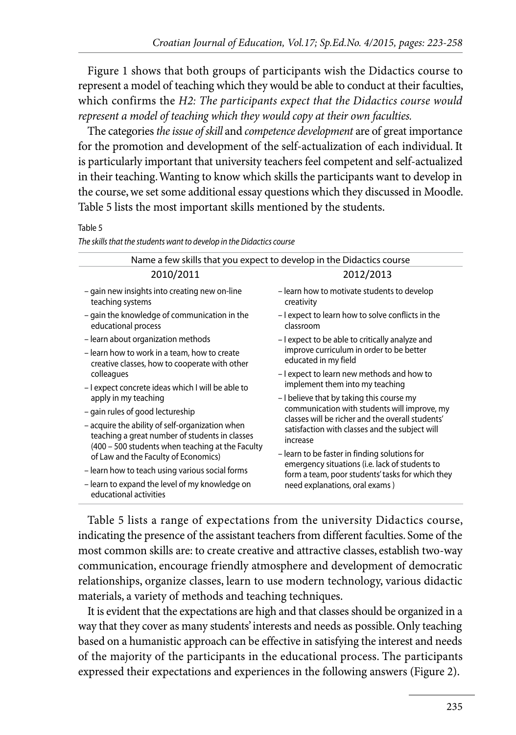Figure 1 shows that both groups of participants wish the Didactics course to represent a model of teaching which they would be able to conduct at their faculties, which confirms the *H2: The participants expect that the Didactics course would represent a model of teaching which they would copy at their own faculties.*

The categories *the issue of skill* and *competence development* are of great importance for the promotion and development of the self-actualization of each individual. It is particularly important that university teachers feel competent and self-actualized in their teaching. Wanting to know which skills the participants want to develop in the course, we set some additional essay questions which they discussed in Moodle. Table 5 lists the most important skills mentioned by the students.

Table 5

*The skills that the students want to develop in the Didactics course*

| Name a few skills that you expect to develop in the Didactics course | |
|---|---|
| 2010/2011 | 2012/2013 |
| – gain new insights into creating new on-line teaching systems<br>– gain the knowledge of communication in the educational process<br>– learn about organization methods<br>– learn how to work in a team, how to create creative classes, how to cooperate with other colleagues<br>– I expect concrete ideas which I will be able to apply in my teaching<br>– gain rules of good lectureship<br>– acquire the ability of self-organization when teaching a great number of students in classes (400 – 500 students when teaching at the Faculty of Law and the Faculty of Economics)<br>– learn how to teach using various social forms<br>– learn to expand the level of my knowledge on educational activities | – learn how to motivate students to develop creativity<br>– I expect to learn how to solve conflicts in the classroom<br>– I expect to be able to critically analyze and improve curriculum in order to be better educated in my field<br>– I expect to learn new methods and how to implement them into my teaching<br>– I believe that by taking this course my communication with students will improve, my classes will be richer and the overall students' satisfaction with classes and the subject will increase<br>– learn to be faster in finding solutions for emergency situations (i.e. lack of students to form a team, poor students' tasks for which they need explanations, oral exams ) |

Table 5 lists a range of expectations from the university Didactics course, indicating the presence of the assistant teachers from different faculties. Some of the most common skills are: to create creative and attractive classes, establish two-way communication, encourage friendly atmosphere and development of democratic relationships, organize classes, learn to use modern technology, various didactic materials, a variety of methods and teaching techniques.

It is evident that the expectations are high and that classes should be organized in a way that they cover as many students' interests and needs as possible. Only teaching based on a humanistic approach can be effective in satisfying the interest and needs of the majority of the participants in the educational process. The participants expressed their expectations and experiences in the following answers (Figure 2).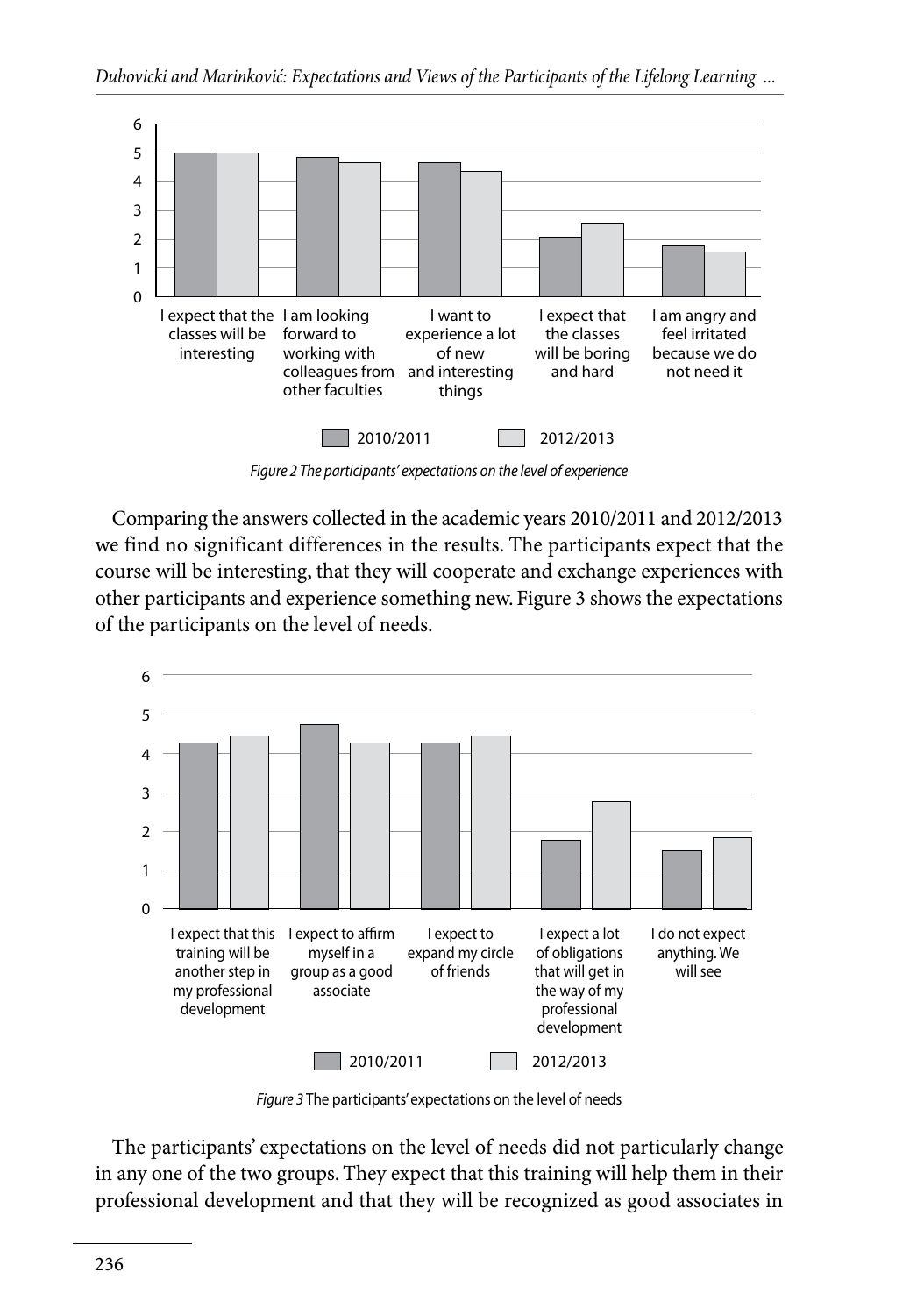6
5
4
3
2
1
0

I expect that the classes will be interesting
I am looking forward to working with colleagues from other faculties
I want to experience a lot of new and interesting things
I expect that the classes will be boring and hard
I am angry and feel irritated because we do not need it

2010/2011
2012/2013

*Figure 2 The participants' expectations on the level of experience*

Comparing the answers collected in the academic years 2010/2011 and 2012/2013 we find no significant differences in the results. The participants expect that the course will be interesting, that they will cooperate and exchange experiences with other participants and experience something new. Figure 3 shows the expectations of the participants on the level of needs.

6
5
4
3
2
1
0

I expect that this training will be another step in my professional development
I expect to affirm myself in a group as a good associate
I expect to expand my circle of friends
I expect a lot of obligations that will get in the way of my professional development
I do not expect anything. We will see

2010/2011
2012/2013

*Figure 3* The participants' expectations on the level of needs

The participants' expectations on the level of needs did not particularly change in any one of the two groups. They expect that this training will help them in their professional development and that they will be recognized as good associates in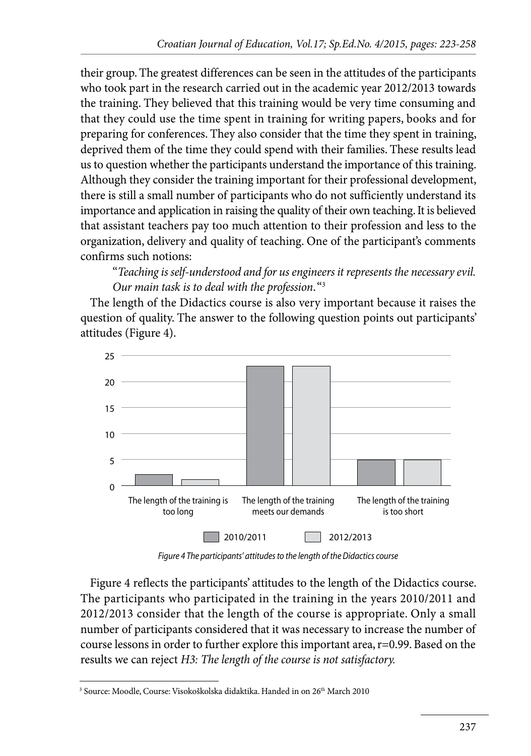their group. The greatest differences can be seen in the attitudes of the participants who took part in the research carried out in the academic year 2012/2013 towards the training. They believed that this training would be very time consuming and that they could use the time spent in training for writing papers, books and for preparing for conferences. They also consider that the time they spent in training, deprived them of the time they could spend with their families. These results lead us to question whether the participants understand the importance of this training. Although they consider the training important for their professional development, there is still a small number of participants who do not sufficiently understand its importance and application in raising the quality of their own teaching. It is believed that assistant teachers pay too much attention to their profession and less to the organization, delivery and quality of teaching. One of the participant's comments confirms such notions:

> "*Teaching is self-understood and for us engineers it represents the necessary evil. Our main task is to deal with the profession*."[3]

The length of the Didactics course is also very important because it raises the question of quality. The answer to the following question points out participants' attitudes (Figure 4).

*Figure 4 The participants' attitudes to the length of the Didactics course*

Figure 4 reflects the participants' attitudes to the length of the Didactics course. The participants who participated in the training in the years 2010/2011 and 2012/2013 consider that the length of the course is appropriate. Only a small number of participants considered that it was necessary to increase the number of course lessons in order to further explore this important area, r=0.99. Based on the results we can reject *H3: The length of the course is not satisfactory.*

[3] Source: Moodle, Course: Visokoškolska didaktika. Handed in on 26th March 2010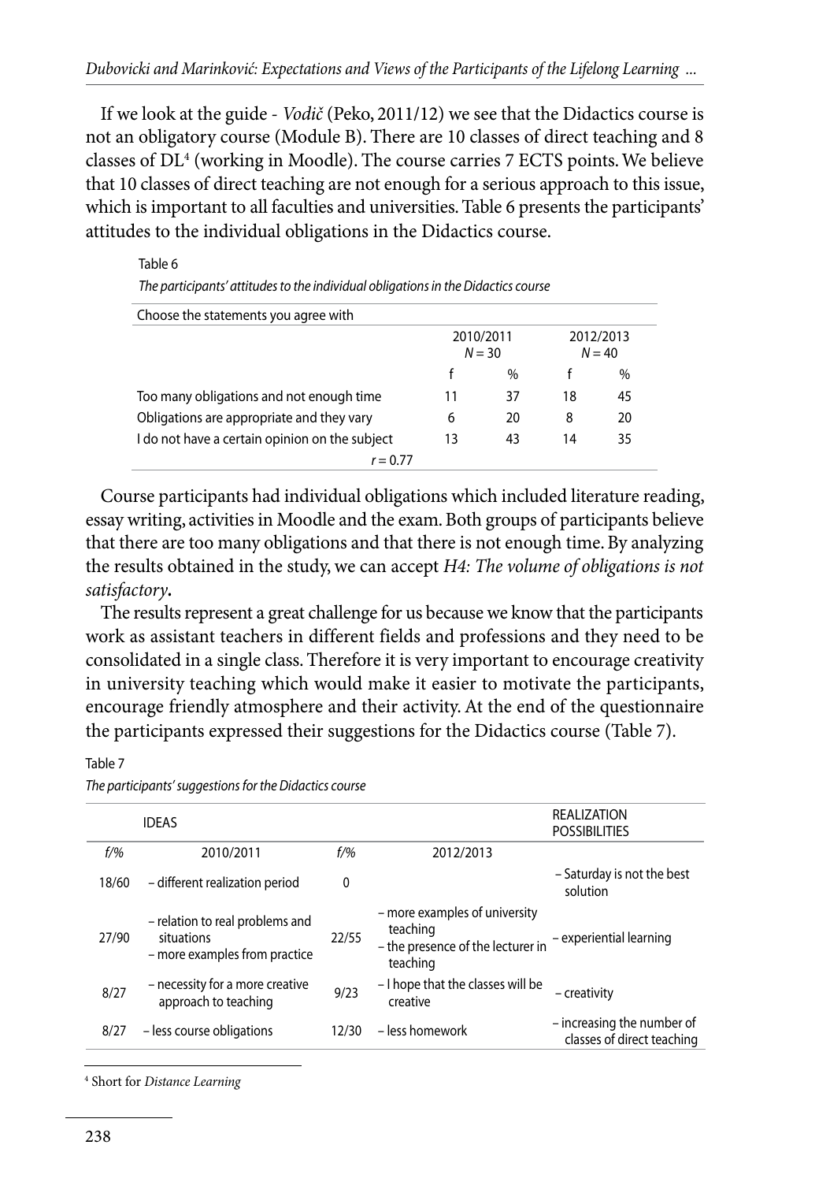If we look at the guide - *Vodič* (Peko, 2011/12) we see that the Didactics course is not an obligatory course (Module B). There are 10 classes of direct teaching and 8 classes of DL[4] (working in Moodle). The course carries 7 ECTS points. We believe that 10 classes of direct teaching are not enough for a serious approach to this issue, which is important to all faculties and universities. Table 6 presents the participants' attitudes to the individual obligations in the Didactics course.

Table 6

*The participants' attitudes to the individual obligations in the Didactics course*

| Choose the statements you agree with | 2010/2011 $N = 30$ | | 2012/2013 $N = 40$ | |
|---|---|---|---|---|
| | f | % | f | % |
| Too many obligations and not enough time | 11 | 37 | 18 | 45 |
| Obligations are appropriate and they vary | 6 | 20 | 8 | 20 |
| I do not have a certain opinion on the subject | 13 | 43 | 14 | 35 |
| $r = 0.77$ | | | | |

Course participants had individual obligations which included literature reading, essay writing, activities in Moodle and the exam. Both groups of participants believe that there are too many obligations and that there is not enough time. By analyzing the results obtained in the study, we can accept *H4: The volume of obligations is not satisfactory***.**

The results represent a great challenge for us because we know that the participants work as assistant teachers in different fields and professions and they need to be consolidated in a single class. Therefore it is very important to encourage creativity in university teaching which would make it easier to motivate the participants, encourage friendly atmosphere and their activity. At the end of the questionnaire the participants expressed their suggestions for the Didactics course (Table 7).

Table 7

*The participants' suggestions for the Didactics course*

| IDEAS | | | | REALIZATION POSSIBILITIES |
|---|---|---|---|---|
| *f/%* | 2010/2011 | *f/%* | 2012/2013 | |
| 18/60 | – different realization period | 0 | | – Saturday is not the best solution |
| 27/90 | – relation to real problems and situations<br>– more examples from practice | 22/55 | – more examples of university teaching<br>– the presence of the lecturer in teaching | – experiential learning |
| 8/27 | – necessity for a more creative approach to teaching | 9/23 | – I hope that the classes will be creative | – creativity |
| 8/27 | – less course obligations | 12/30 | – less homework | – increasing the number of classes of direct teaching |

[4] Short for *Distance Learning*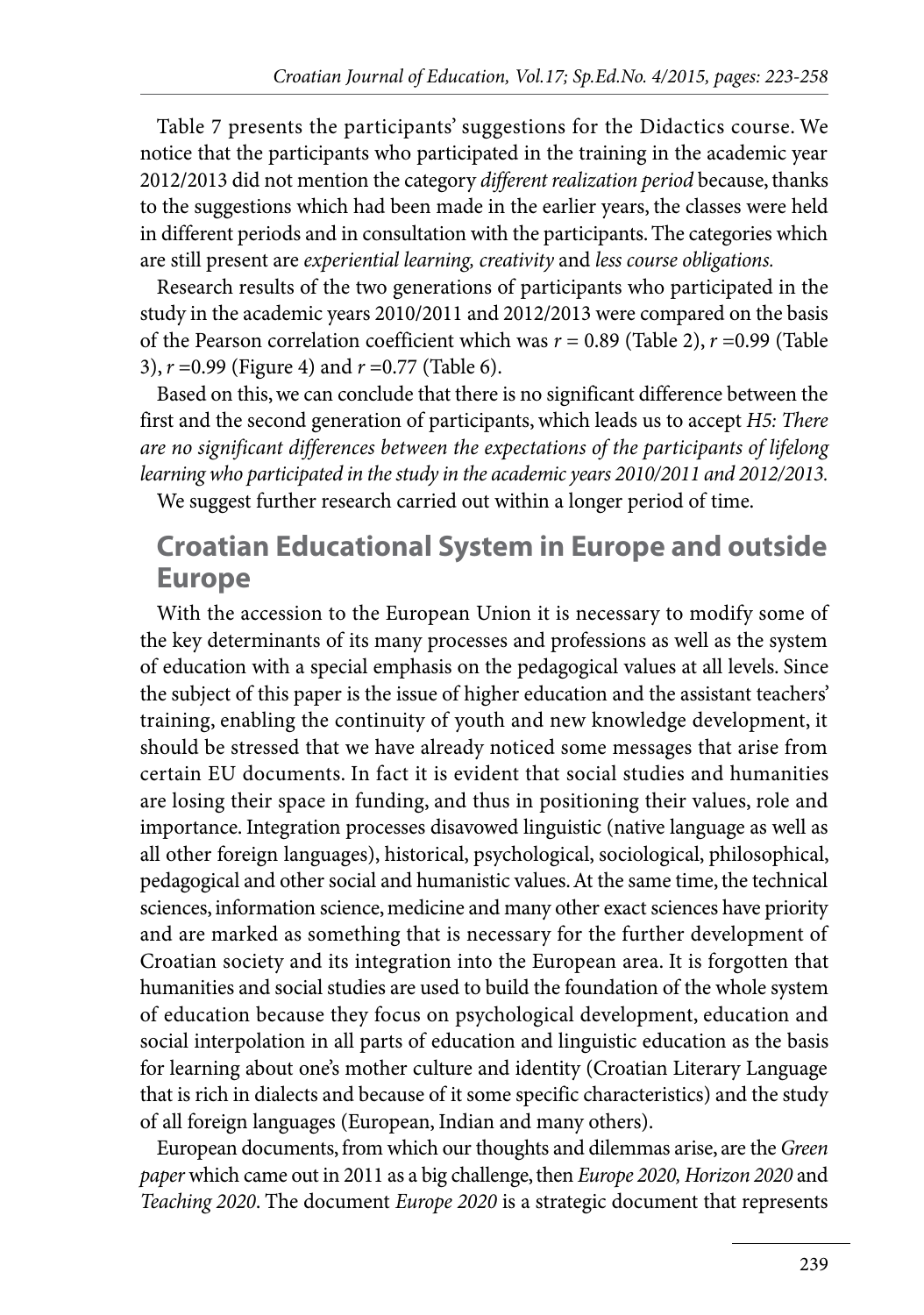Table 7 presents the participants' suggestions for the Didactics course. We notice that the participants who participated in the training in the academic year 2012/2013 did not mention the category *different realization period* because, thanks to the suggestions which had been made in the earlier years, the classes were held in different periods and in consultation with the participants. The categories which are still present are *experiential learning, creativity* and *less course obligations.*

Research results of the two generations of participants who participated in the study in the academic years 2010/2011 and 2012/2013 were compared on the basis of the Pearson correlation coefficient which was $r = 0.89$ (Table 2), $r = 0.99$ (Table 3), $r = 0.99$ (Figure 4) and $r = 0.77$ (Table 6).

Based on this, we can conclude that there is no significant difference between the first and the second generation of participants, which leads us to accept *H5: There are no significant differences between the expectations of the participants of lifelong learning who participated in the study in the academic years 2010/2011 and 2012/2013.*

We suggest further research carried out within a longer period of time.

## Croatian Educational System in Europe and outside Europe

With the accession to the European Union it is necessary to modify some of the key determinants of its many processes and professions as well as the system of education with a special emphasis on the pedagogical values at all levels. Since the subject of this paper is the issue of higher education and the assistant teachers' training, enabling the continuity of youth and new knowledge development, it should be stressed that we have already noticed some messages that arise from certain EU documents. In fact it is evident that social studies and humanities are losing their space in funding, and thus in positioning their values, role and importance. Integration processes disavowed linguistic (native language as well as all other foreign languages), historical, psychological, sociological, philosophical, pedagogical and other social and humanistic values. At the same time, the technical sciences, information science, medicine and many other exact sciences have priority and are marked as something that is necessary for the further development of Croatian society and its integration into the European area. It is forgotten that humanities and social studies are used to build the foundation of the whole system of education because they focus on psychological development, education and social interpolation in all parts of education and linguistic education as the basis for learning about one's mother culture and identity (Croatian Literary Language that is rich in dialects and because of it some specific characteristics) and the study of all foreign languages (European, Indian and many others).

European documents, from which our thoughts and dilemmas arise, are the *Green paper* which came out in 2011 as a big challenge, then *Europe 2020, Horizon 2020* and *Teaching 2020*. The document *Europe 2020* is a strategic document that represents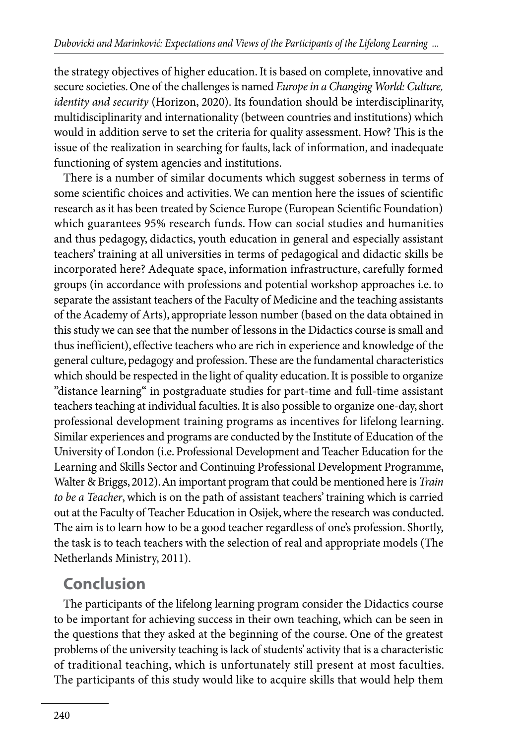the strategy objectives of higher education. It is based on complete, innovative and secure societies. One of the challenges is named *Europe in a Changing World: Culture, identity and security* (Horizon, 2020). Its foundation should be interdisciplinarity, multidisciplinarity and internationality (between countries and institutions) which would in addition serve to set the criteria for quality assessment. How? This is the issue of the realization in searching for faults, lack of information, and inadequate functioning of system agencies and institutions.

There is a number of similar documents which suggest soberness in terms of some scientific choices and activities. We can mention here the issues of scientific research as it has been treated by Science Europe (European Scientific Foundation) which guarantees 95% research funds. How can social studies and humanities and thus pedagogy, didactics, youth education in general and especially assistant teachers' training at all universities in terms of pedagogical and didactic skills be incorporated here? Adequate space, information infrastructure, carefully formed groups (in accordance with professions and potential workshop approaches i.e. to separate the assistant teachers of the Faculty of Medicine and the teaching assistants of the Academy of Arts), appropriate lesson number (based on the data obtained in this study we can see that the number of lessons in the Didactics course is small and thus inefficient), effective teachers who are rich in experience and knowledge of the general culture, pedagogy and profession. These are the fundamental characteristics which should be respected in the light of quality education. It is possible to organize "distance learning" in postgraduate studies for part-time and full-time assistant teachers teaching at individual faculties. It is also possible to organize one-day, short professional development training programs as incentives for lifelong learning. Similar experiences and programs are conducted by the Institute of Education of the University of London (i.e. Professional Development and Teacher Education for the Learning and Skills Sector and Continuing Professional Development Programme, Walter & Briggs, 2012). An important program that could be mentioned here is *Train to be a Teacher*, which is on the path of assistant teachers' training which is carried out at the Faculty of Teacher Education in Osijek, where the research was conducted. The aim is to learn how to be a good teacher regardless of one's profession. Shortly, the task is to teach teachers with the selection of real and appropriate models (The Netherlands Ministry, 2011).

## Conclusion

The participants of the lifelong learning program consider the Didactics course to be important for achieving success in their own teaching, which can be seen in the questions that they asked at the beginning of the course. One of the greatest problems of the university teaching is lack of students' activity that is a characteristic of traditional teaching, which is unfortunately still present at most faculties. The participants of this study would like to acquire skills that would help them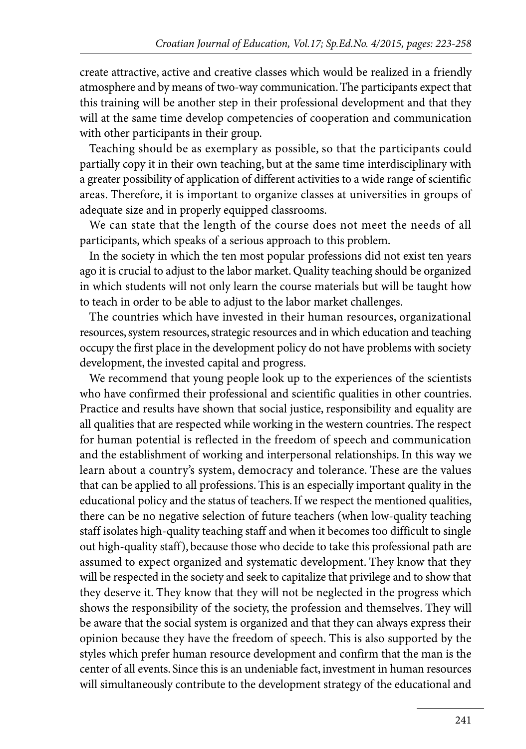create attractive, active and creative classes which would be realized in a friendly atmosphere and by means of two-way communication. The participants expect that this training will be another step in their professional development and that they will at the same time develop competencies of cooperation and communication with other participants in their group.

Teaching should be as exemplary as possible, so that the participants could partially copy it in their own teaching, but at the same time interdisciplinary with a greater possibility of application of different activities to a wide range of scientific areas. Therefore, it is important to organize classes at universities in groups of adequate size and in properly equipped classrooms.

We can state that the length of the course does not meet the needs of all participants, which speaks of a serious approach to this problem.

In the society in which the ten most popular professions did not exist ten years ago it is crucial to adjust to the labor market. Quality teaching should be organized in which students will not only learn the course materials but will be taught how to teach in order to be able to adjust to the labor market challenges.

The countries which have invested in their human resources, organizational resources, system resources, strategic resources and in which education and teaching occupy the first place in the development policy do not have problems with society development, the invested capital and progress.

We recommend that young people look up to the experiences of the scientists who have confirmed their professional and scientific qualities in other countries. Practice and results have shown that social justice, responsibility and equality are all qualities that are respected while working in the western countries. The respect for human potential is reflected in the freedom of speech and communication and the establishment of working and interpersonal relationships. In this way we learn about a country's system, democracy and tolerance. These are the values that can be applied to all professions. This is an especially important quality in the educational policy and the status of teachers. If we respect the mentioned qualities, there can be no negative selection of future teachers (when low-quality teaching staff isolates high-quality teaching staff and when it becomes too difficult to single out high-quality staff), because those who decide to take this professional path are assumed to expect organized and systematic development. They know that they will be respected in the society and seek to capitalize that privilege and to show that they deserve it. They know that they will not be neglected in the progress which shows the responsibility of the society, the profession and themselves. They will be aware that the social system is organized and that they can always express their opinion because they have the freedom of speech. This is also supported by the styles which prefer human resource development and confirm that the man is the center of all events. Since this is an undeniable fact, investment in human resources will simultaneously contribute to the development strategy of the educational and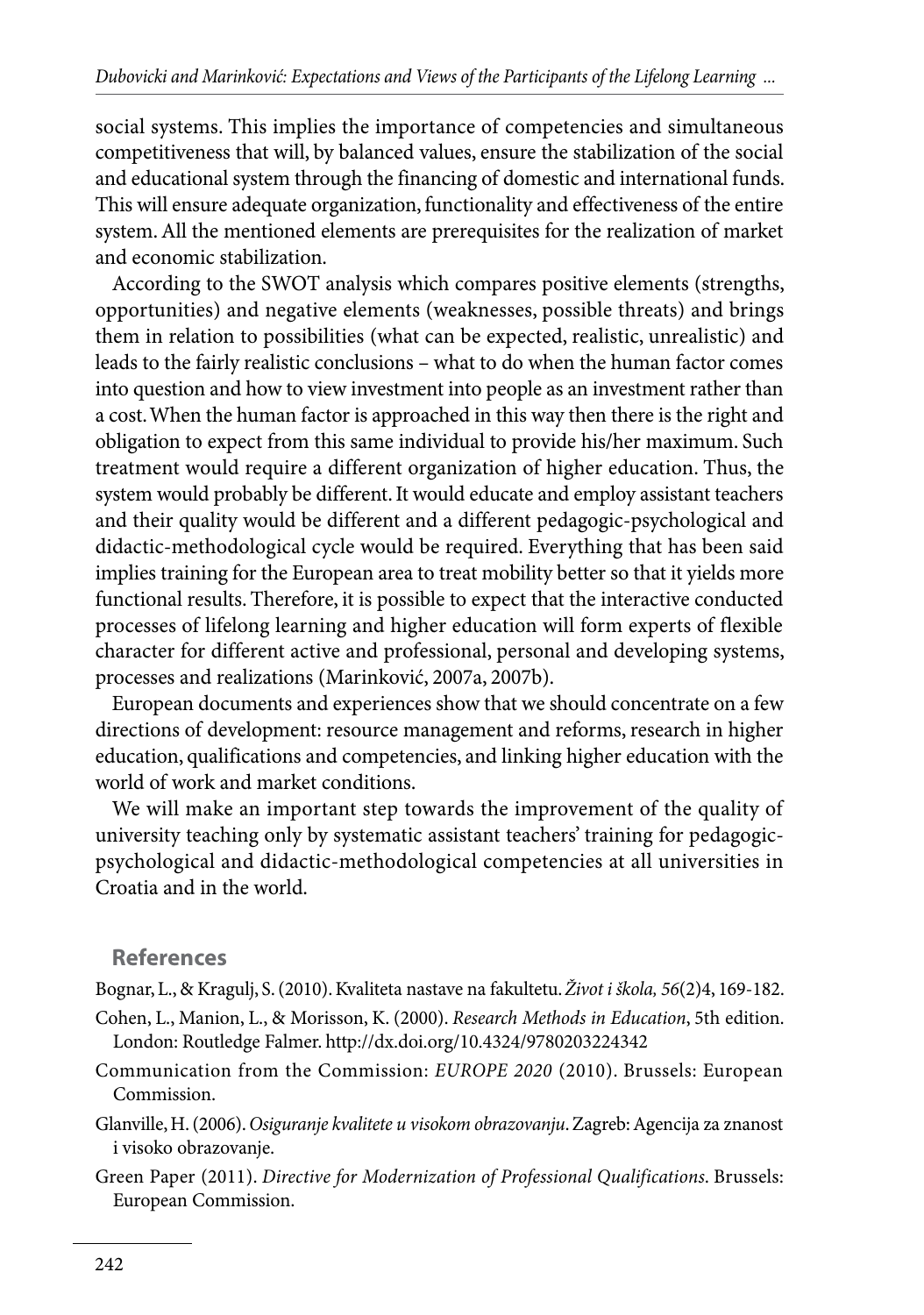social systems. This implies the importance of competencies and simultaneous competitiveness that will, by balanced values, ensure the stabilization of the social and educational system through the financing of domestic and international funds. This will ensure adequate organization, functionality and effectiveness of the entire system. All the mentioned elements are prerequisites for the realization of market and economic stabilization.

According to the SWOT analysis which compares positive elements (strengths, opportunities) and negative elements (weaknesses, possible threats) and brings them in relation to possibilities (what can be expected, realistic, unrealistic) and leads to the fairly realistic conclusions – what to do when the human factor comes into question and how to view investment into people as an investment rather than a cost. When the human factor is approached in this way then there is the right and obligation to expect from this same individual to provide his/her maximum. Such treatment would require a different organization of higher education. Thus, the system would probably be different. It would educate and employ assistant teachers and their quality would be different and a different pedagogic-psychological and didactic-methodological cycle would be required. Everything that has been said implies training for the European area to treat mobility better so that it yields more functional results. Therefore, it is possible to expect that the interactive conducted processes of lifelong learning and higher education will form experts of flexible character for different active and professional, personal and developing systems, processes and realizations (Marinković, 2007a, 2007b).

European documents and experiences show that we should concentrate on a few directions of development: resource management and reforms, research in higher education, qualifications and competencies, and linking higher education with the world of work and market conditions.

We will make an important step towards the improvement of the quality of university teaching only by systematic assistant teachers' training for pedagogic-psychological and didactic-methodological competencies at all universities in Croatia and in the world.

## References

Bognar, L., & Kragulj, S. (2010). Kvaliteta nastave na fakultetu. *Život i škola, 56*(2)4, 169-182.

Cohen, L., Manion, L., & Morisson, K. (2000). *Research Methods in Education*, 5th edition. London: Routledge Falmer. http://dx.doi.org/10.4324/9780203224342

Communication from the Commission: *EUROPE 2020* (2010). Brussels: European Commission.

Glanville, H. (2006). *Osiguranje kvalitete u visokom obrazovanju*. Zagreb: Agencija za znanost i visoko obrazovanje.

Green Paper (2011). *Directive for Modernization of Professional Qualifications*. Brussels: European Commission.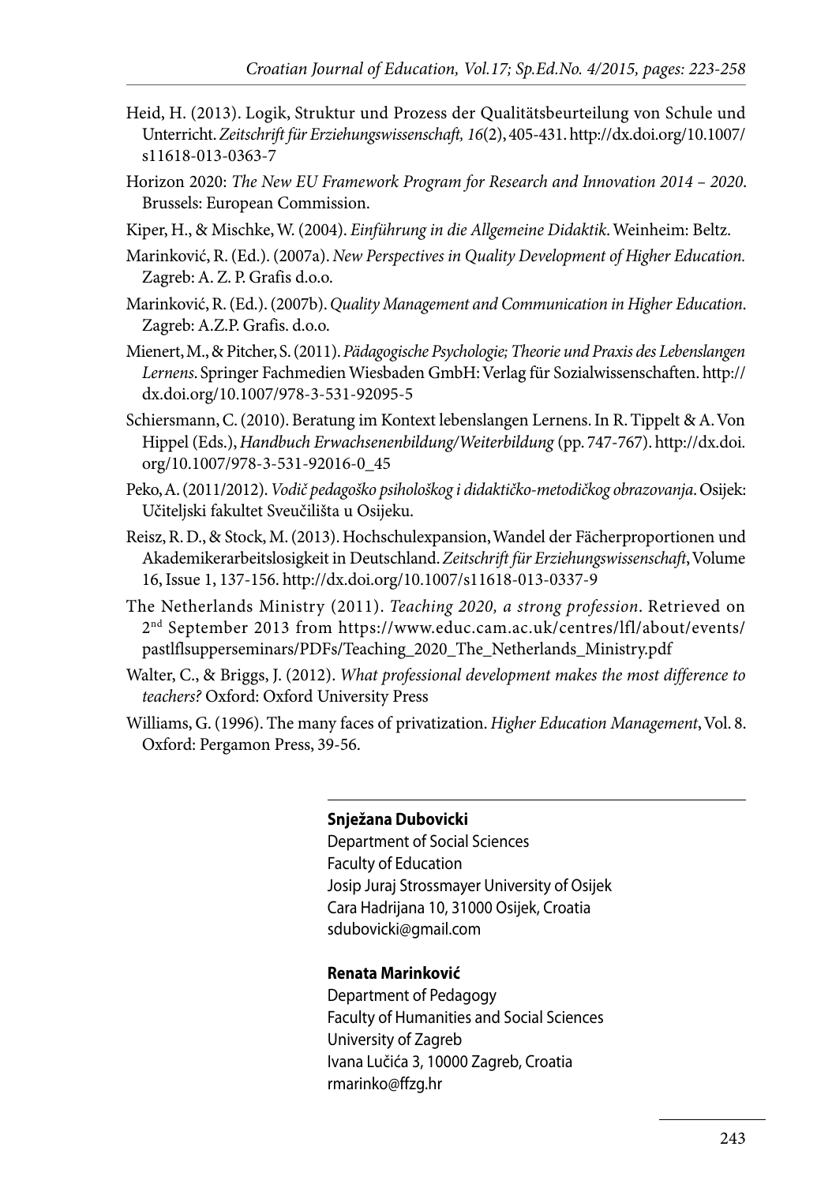Heid, H. (2013). Logik, Struktur und Prozess der Qualitätsbeurteilung von Schule und Unterricht. *Zeitschrift für Erziehungswissenschaft, 16*(2), 405-431. http://dx.doi.org/10.1007/s11618-013-0363-7

Horizon 2020: *The New EU Framework Program for Research and Innovation 2014 – 2020*. Brussels: European Commission.

Kiper, H., & Mischke, W. (2004). *Einführung in die Allgemeine Didaktik*. Weinheim: Beltz.

Marinković, R. (Ed.). (2007a). *New Perspectives in Quality Development of Higher Education.* Zagreb: A. Z. P. Grafis d.o.o.

Marinković, R. (Ed.). (2007b). *Quality Management and Communication in Higher Education*. Zagreb: A.Z.P. Grafis. d.o.o.

Mienert, M., & Pitcher, S. (2011). *Pädagogische Psychologie; Theorie und Praxis des Lebenslangen Lernens*. Springer Fachmedien Wiesbaden GmbH: Verlag für Sozialwissenschaften. http://dx.doi.org/10.1007/978-3-531-92095-5

Schiersmann, C. (2010). Beratung im Kontext lebenslangen Lernens. In R. Tippelt & A. Von Hippel (Eds.), *Handbuch Erwachsenenbildung/Weiterbildung* (pp. 747-767). http://dx.doi.org/10.1007/978-3-531-92016-0_45

Peko, A. (2011/2012). *Vodič pedagoško psihološkog i didaktičko-metodičkog obrazovanja*. Osijek: Učiteljski fakultet Sveučilišta u Osijeku.

Reisz, R. D., & Stock, M. (2013). Hochschulexpansion, Wandel der Fächerproportionen und Akademikerarbeitslosigkeit in Deutschland. *Zeitschrift für Erziehungswissenschaft*, Volume 16, Issue 1, 137-156. http://dx.doi.org/10.1007/s11618-013-0337-9

The Netherlands Ministry (2011). *Teaching 2020, a strong profession*. Retrieved on 2nd September 2013 from https://www.educ.cam.ac.uk/centres/lfl/about/events/pastlflsupperseminars/PDFs/Teaching_2020_The_Netherlands_Ministry.pdf

Walter, C., & Briggs, J. (2012). *What professional development makes the most difference to teachers?* Oxford: Oxford University Press

Williams, G. (1996). The many faces of privatization. *Higher Education Management*, Vol. 8. Oxford: Pergamon Press, 39-56.

---

**Snježana Dubovicki**
Department of Social Sciences
Faculty of Education
Josip Juraj Strossmayer University of Osijek
Cara Hadrijana 10, 31000 Osijek, Croatia
sdubovicki@gmail.com

**Renata Marinković**
Department of Pedagogy
Faculty of Humanities and Social Sciences
University of Zagreb
Ivana Lučića 3, 10000 Zagreb, Croatia
rmarinko@ffzg.hr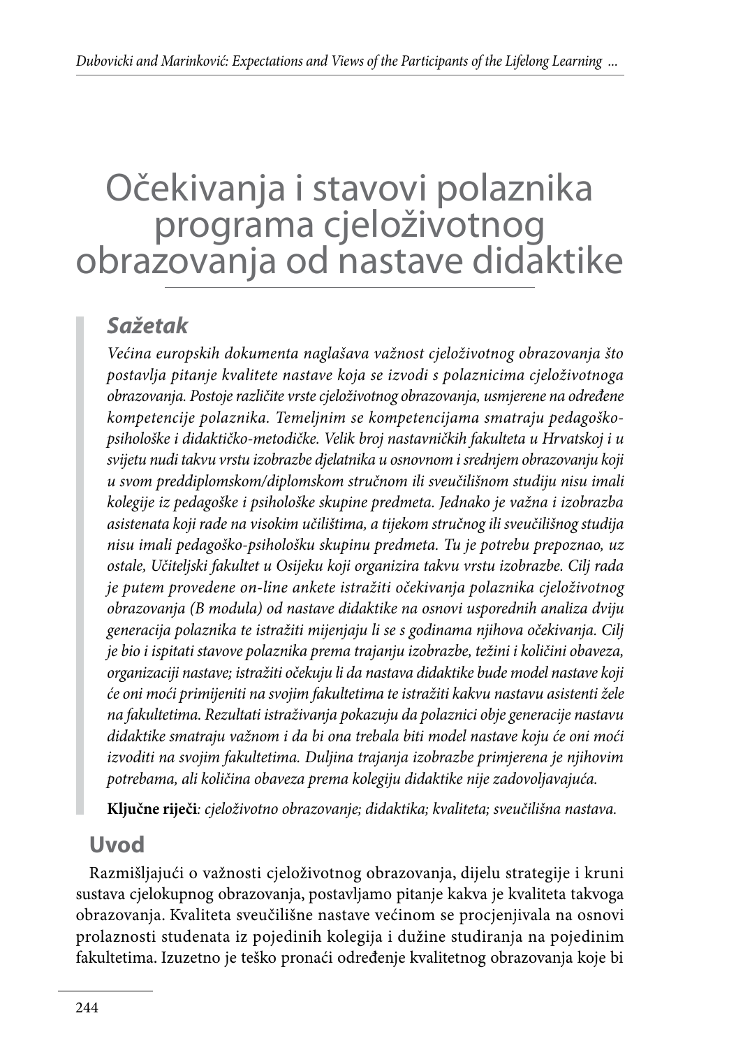# Očekivanja i stavovi polaznika programa cjeloživotnog obrazovanja od nastave didaktike

## *Sažetak*

*Većina europskih dokumenta naglašava važnost cjeloživotnog obrazovanja što postavlja pitanje kvalitete nastave koja se izvodi s polaznicima cjeloživotnoga obrazovanja. Postoje različite vrste cjeloživotnog obrazovanja, usmjerene na određene kompetencije polaznika. Temeljnim se kompetencijama smatraju pedagoško-psihološke i didaktičko-metodičke. Velik broj nastavničkih fakulteta u Hrvatskoj i u svijetu nudi takvu vrstu izobrazbe djelatnika u osnovnom i srednjem obrazovanju koji u svom preddiplomskom/diplomskom stručnom ili sveučilišnom studiju nisu imali kolegije iz pedagoške i psihološke skupine predmeta. Jednako je važna i izobrazba asistenata koji rade na visokim učilištima, a tijekom stručnog ili sveučilišnog studija nisu imali pedagoško-psihološku skupinu predmeta. Tu je potrebu prepoznao, uz ostale, Učiteljski fakultet u Osijeku koji organizira takvu vrstu izobrazbe. Cilj rada je putem provedene on-line ankete istražiti očekivanja polaznika cjeloživotnog obrazovanja (B modula) od nastave didaktike na osnovi usporednih analiza dviju generacija polaznika te istražiti mijenjaju li se s godinama njihova očekivanja. Cilj je bio i ispitati stavove polaznika prema trajanju izobrazbe, težini i količini obaveza, organizaciji nastave; istražiti očekuju li da nastava didaktike bude model nastave koji će oni moći primijeniti na svojim fakultetima te istražiti kakvu nastavu asistenti žele na fakultetima. Rezultati istraživanja pokazuju da polaznici obje generacije nastavu didaktike smatraju važnom i da bi ona trebala biti model nastave koju će oni moći izvoditi na svojim fakultetima. Duljina trajanja izobrazbe primjerena je njihovim potrebama, ali količina obaveza prema kolegiju didaktike nije zadovoljavajuća.*

**Ključne riječi**: *cjeloživotno obrazovanje; didaktika; kvaliteta; sveučilišna nastava.*

## Uvod

Razmišljajući o važnosti cjeloživotnog obrazovanja, dijelu strategije i kruni sustava cjelokupnog obrazovanja, postavljamo pitanje kakva je kvaliteta takvoga obrazovanja. Kvaliteta sveučilišne nastave većinom se procjenjivala na osnovi prolaznosti studenata iz pojedinih kolegija i dužine studiranja na pojedinim fakultetima. Izuzetno je teško pronaći određenje kvalitetnog obrazovanja koje bi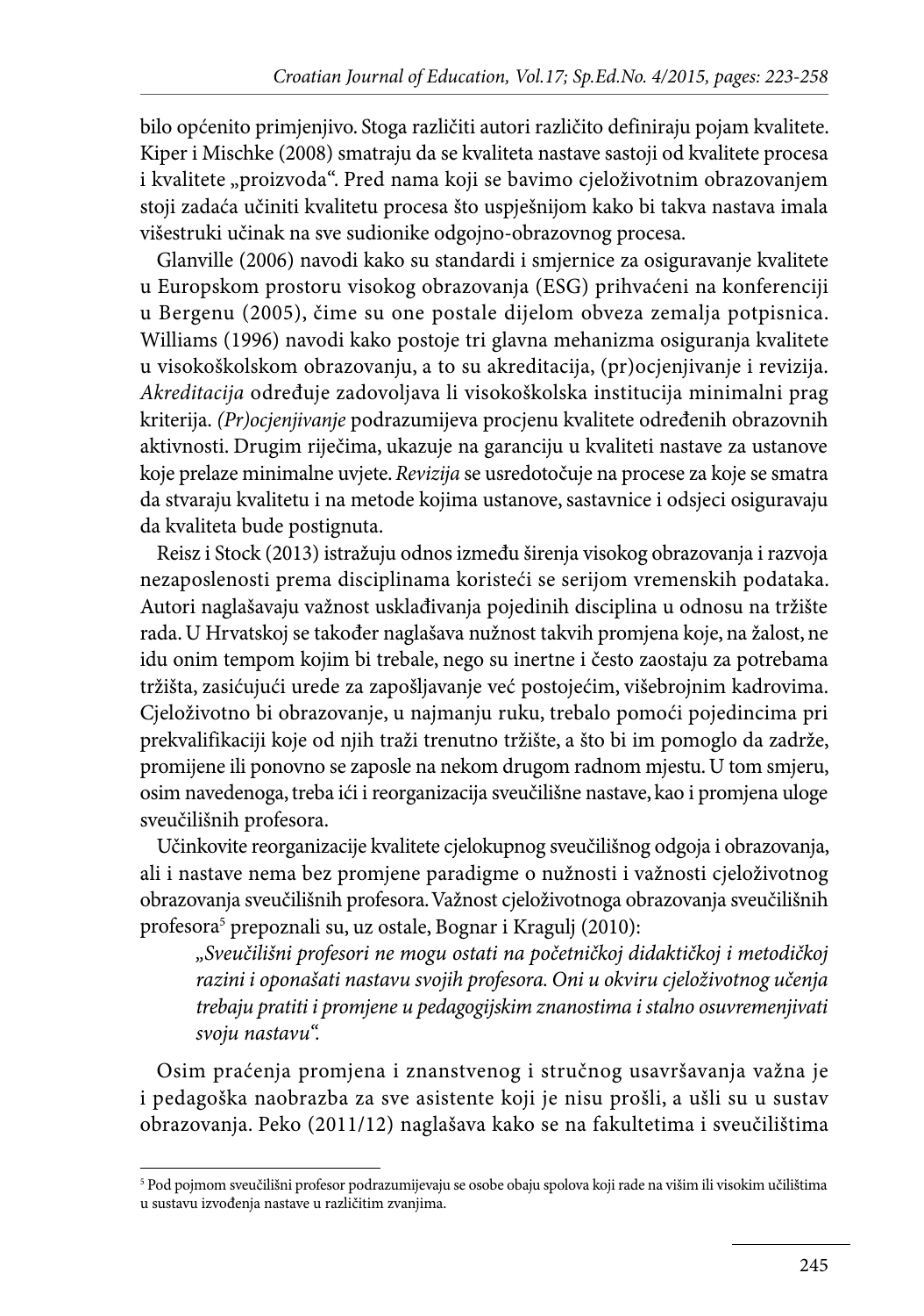bilo općenito primjenjivo. Stoga različiti autori različito definiraju pojam kvalitete. Kiper i Mischke (2008) smatraju da se kvaliteta nastave sastoji od kvalitete procesa i kvalitete „proizvoda". Pred nama koji se bavimo cjeloživotnim obrazovanjem stoji zadaća učiniti kvalitetu procesa što uspješnijom kako bi takva nastava imala višestruki učinak na sve sudionike odgojno-obrazovnog procesa.

Glanville (2006) navodi kako su standardi i smjernice za osiguravanje kvalitete u Europskom prostoru visokog obrazovanja (ESG) prihvaćeni na konferenciji u Bergenu (2005), čime su one postale dijelom obveza zemalja potpisnica. Williams (1996) navodi kako postoje tri glavna mehanizma osiguranja kvalitete u visokoškolskom obrazovanju, a to su akreditacija, (pr)ocjenjivanje i revizija. *Akreditacija* određuje zadovoljava li visokoškolska institucija minimalni prag kriterija. *(Pr)ocjenjivanje* podrazumijeva procjenu kvalitete određenih obrazovnih aktivnosti. Drugim riječima, ukazuje na garanciju u kvaliteti nastave za ustanove koje prelaze minimalne uvjete. *Revizija* se usredotočuje na procese za koje se smatra da stvaraju kvalitetu i na metode kojima ustanove, sastavnice i odsjeci osiguravaju da kvaliteta bude postignuta.

Reisz i Stock (2013) istražuju odnos između širenja visokog obrazovanja i razvoja nezaposlenosti prema disciplinama koristeći se serijom vremenskih podataka. Autori naglašavaju važnost usklađivanja pojedinih disciplina u odnosu na tržište rada. U Hrvatskoj se također naglašava nužnost takvih promjena koje, na žalost, ne idu onim tempom kojim bi trebale, nego su inertne i često zaostaju za potrebama tržišta, zasićujući urede za zapošljavanje već postojećim, višebrojnim kadrovima. Cjeloživotno bi obrazovanje, u najmanju ruku, trebalo pomoći pojedincima pri prekvalifikaciji koje od njih traži trenutno tržište, a što bi im pomoglo da zadrže, promijene ili ponovno se zaposle na nekom drugom radnom mjestu. U tom smjeru, osim navedenoga, treba ići i reorganizacija sveučilišne nastave, kao i promjena uloge sveučilišnih profesora.

Učinkovite reorganizacije kvalitete cjelokupnog sveučilišnog odgoja i obrazovanja, ali i nastave nema bez promjene paradigme o nužnosti i važnosti cjeloživotnog obrazovanja sveučilišnih profesora. Važnost cjeloživotnoga obrazovanja sveučilišnih profesora[5] prepoznali su, uz ostale, Bognar i Kragulj (2010):

> *„Sveučilišni profesori ne mogu ostati na početničkoj didaktičkoj i metodičkoj razini i oponašati nastavu svojih profesora. Oni u okviru cjeloživotnog učenja trebaju pratiti i promjene u pedagogijskim znanostima i stalno osuvremenjivati svoju nastavu".*

Osim praćenja promjena i znanstvenog i stručnog usavršavanja važna je i pedagoška naobrazba za sve asistente koji je nisu prošli, a ušli su u sustav obrazovanja. Peko (2011/12) naglašava kako se na fakultetima i sveučilištima

---

[5] Pod pojmom sveučilišni profesor podrazumijevaju se osobe obaju spolova koji rade na višim ili visokim učilištima u sustavu izvođenja nastave u različitim zvanjima.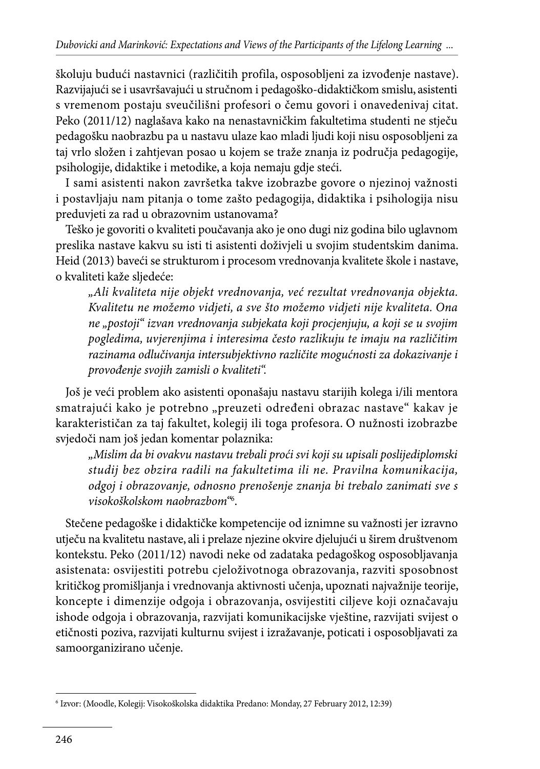školuju budući nastavnici (različitih profila, osposobljeni za izvođenje nastave). Razvijajući se i usavršavajući u stručnom i pedagoško-didaktičkom smislu, asistenti s vremenom postaju sveučilišni profesori o čemu govori i onavedenivaj citat. Peko (2011/12) naglašava kako na nenastavničkim fakultetima studenti ne stječu pedagošku naobrazbu pa u nastavu ulaze kao mladi ljudi koji nisu osposobljeni za taj vrlo složen i zahtjevan posao u kojem se traže znanja iz područja pedagogije, psihologije, didaktike i metodike, a koja nemaju gdje steći.

I sami asistenti nakon završetka takve izobrazbe govore o njezinoj važnosti i postavljaju nam pitanja o tome zašto pedagogija, didaktika i psihologija nisu preduvjeti za rad u obrazovnim ustanovama?

Teško je govoriti o kvaliteti poučavanja ako je ono dugi niz godina bilo uglavnom preslika nastave kakvu su isti ti asistenti doživjeli u svojim studentskim danima. Heid (2013) baveći se strukturom i procesom vrednovanja kvalitete škole i nastave, o kvaliteti kaže sljedeće:

> *„Ali kvaliteta nije objekt vrednovanja, već rezultat vrednovanja objekta. Kvalitetu ne možemo vidjeti, a sve što možemo vidjeti nije kvaliteta. Ona ne „postoji" izvan vrednovanja subjekata koji procjenjuju, a koji se u svojim pogledima, uvjerenjima i interesima često razlikuju te imaju na različitim razinama odlučivanja intersubjektivno različite mogućnosti za dokazivanje i provođenje svojih zamisli o kvaliteti".*

Još je veći problem ako asistenti oponašaju nastavu starijih kolega i/ili mentora smatrajući kako je potrebno „preuzeti određeni obrazac nastave" kakav je karakterističan za taj fakultet, kolegij ili toga profesora. O nužnosti izobrazbe svjedoči nam još jedan komentar polaznika:

> *„Mislim da bi ovakvu nastavu trebali proći svi koji su upisali poslijediplomski studij bez obzira radili na fakultetima ili ne. Pravilna komunikacija, odgoj i obrazovanje, odnosno prenošenje znanja bi trebalo zanimati sve s visokoškolskom naobrazbom"*[6].

Stečene pedagoške i didaktičke kompetencije od iznimne su važnosti jer izravno utječu na kvalitetu nastave, ali i prelaze njezine okvire djelujući u širem društvenom kontekstu. Peko (2011/12) navodi neke od zadataka pedagoškog osposobljavanja asistenata: osvijestiti potrebu cjeloživotnoga obrazovanja, razviti sposobnost kritičkog promišljanja i vrednovanja aktivnosti učenja, upoznati najvažnije teorije, koncepte i dimenzije odgoja i obrazovanja, osvijestiti ciljeve koji označavaju ishode odgoja i obrazovanja, razvijati komunikacijske vještine, razvijati svijest o etičnosti poziva, razvijati kulturnu svijest i izražavanje, poticati i osposobljavati za samoorganizirano učenje.

[6] Izvor: (Moodle, Kolegij: Visokoškolska didaktika Predano: Monday, 27 February 2012, 12:39)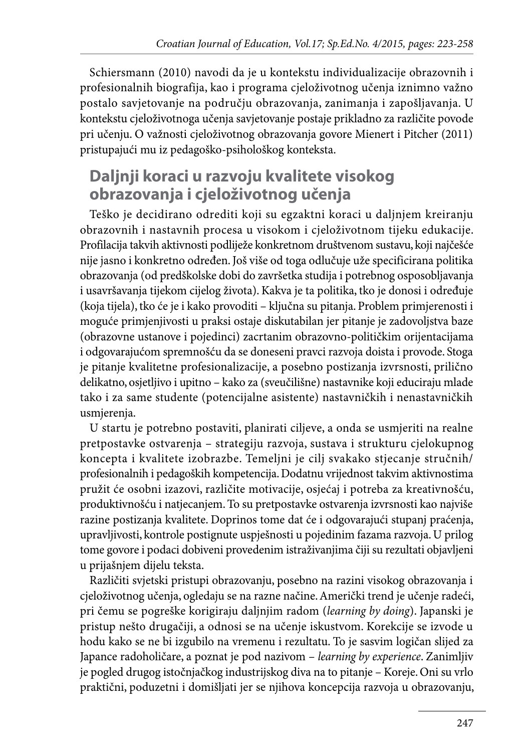Schiersmann (2010) navodi da je u kontekstu individualizacije obrazovnih i profesionalnih biografija, kao i programa cjeloživotnog učenja iznimno važno postalo savjetovanje na području obrazovanja, zanimanja i zapošljavanja. U kontekstu cjeloživotnoga učenja savjetovanje postaje prikladno za različite povode pri učenju. O važnosti cjeloživotnog obrazovanja govore Mienert i Pitcher (2011) pristupajući mu iz pedagoško-psihološkog konteksta.

## Daljnji koraci u razvoju kvalitete visokog obrazovanja i cjeloživotnog učenja

Teško je decidirano odrediti koji su egzaktni koraci u daljnjem kreiranju obrazovnih i nastavnih procesa u visokom i cjeloživotnom tijeku edukacije. Profilacija takvih aktivnosti podliježe konkretnom društvenom sustavu, koji najčešće nije jasno i konkretno određen. Još više od toga odlučuje uže specificirana politika obrazovanja (od predškolske dobi do završetka studija i potrebnog osposobljavanja i usavršavanja tijekom cijelog života). Kakva je ta politika, tko je donosi i određuje (koja tijela), tko će je i kako provoditi – ključna su pitanja. Problem primjerenosti i moguće primjenjivosti u praksi ostaje diskutabilan jer pitanje je zadovoljstva baze (obrazovne ustanove i pojedinci) zacrtanim obrazovno-političkim orijentacijama i odgovarajućom spremnošću da se doneseni pravci razvoja doista i provode. Stoga je pitanje kvalitetne profesionalizacije, a posebno postizanja izvrsnosti, prilično delikatno, osjetljivo i upitno – kako za (sveučilišne) nastavnike koji educiraju mlade tako i za same studente (potencijalne asistente) nastavničkih i nenastavničkih usmjerenja.

U startu je potrebno postaviti, planirati ciljeve, a onda se usmjeriti na realne pretpostavke ostvarenja – strategiju razvoja, sustava i strukturu cjelokupnog koncepta i kvalitete izobrazbe. Temeljni je cilj svakako stjecanje stručnih/profesionalnih i pedagoških kompetencija. Dodatnu vrijednost takvim aktivnostima pružit će osobni izazovi, različite motivacije, osjećaj i potreba za kreativnošću, produktivnošću i natjecanjem. To su pretpostavke ostvarenja izvrsnosti kao najviše razine postizanja kvalitete. Doprinos tome dat će i odgovarajući stupanj praćenja, upravljivosti, kontrole postignute uspješnosti u pojedinim fazama razvoja. U prilog tome govore i podaci dobiveni provedenim istraživanjima čiji su rezultati objavljeni u prijašnjem dijelu teksta.

Različiti svjetski pristupi obrazovanju, posebno na razini visokog obrazovanja i cjeloživotnog učenja, ogledaju se na razne načine. Američki trend je učenje radeći, pri čemu se pogreške korigiraju daljnjim radom (*learning by doing*). Japanski je pristup nešto drugačiji, a odnosi se na učenje iskustvom. Korekcije se izvode u hodu kako se ne bi izgubilo na vremenu i rezultatu. To je sasvim logičan slijed za Japance radoholičare, a poznat je pod nazivom – *learning by experience*. Zanimljiv je pogled drugog istočnjačkog industrijskog diva na to pitanje – Koreje. Oni su vrlo praktični, poduzetni i domišljati jer se njihova koncepcija razvoja u obrazovanju,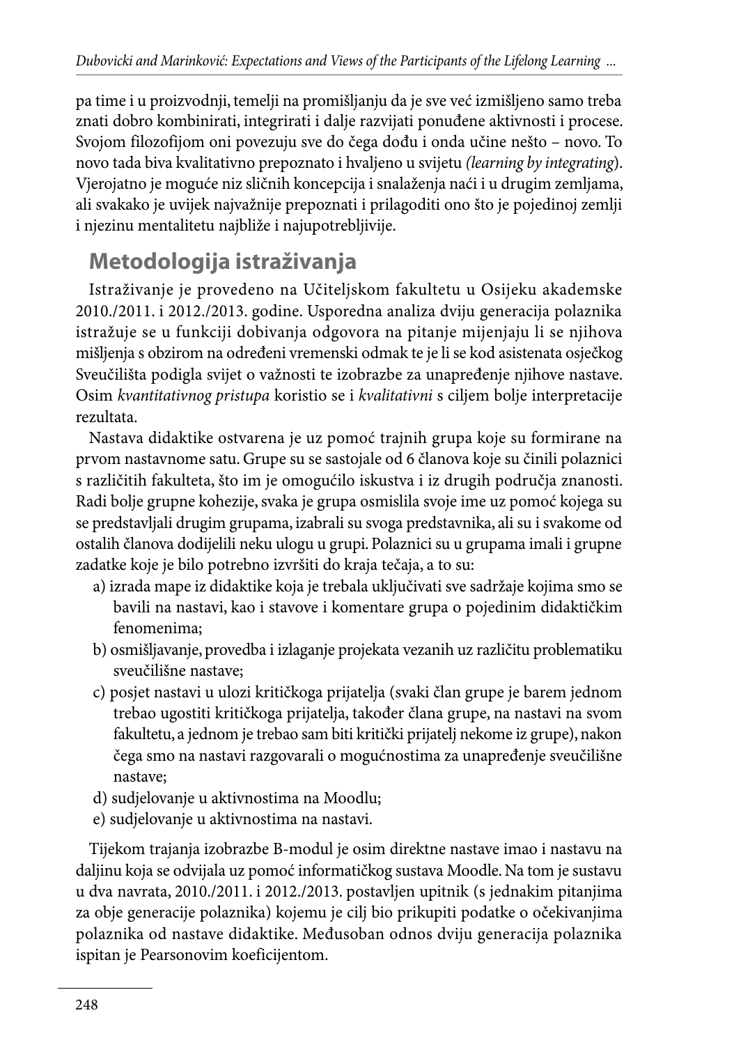pa time i u proizvodnji, temelji na promišljanju da je sve već izmišljeno samo treba znati dobro kombinirati, integrirati i dalje razvijati ponuđene aktivnosti i procese. Svojom filozofijom oni povezuju sve do čega dođu i onda učine nešto – novo. To novo tada biva kvalitativno prepoznato i hvaljeno u svijetu *(learning by integrating*). Vjerojatno je moguće niz sličnih koncepcija i snalaženja naći i u drugim zemljama, ali svakako je uvijek najvažnije prepoznati i prilagoditi ono što je pojedinoj zemlji i njezinu mentalitetu najbliže i najupotrebljivije.

## Metodologija istraživanja

Istraživanje je provedeno na Učiteljskom fakultetu u Osijeku akademske 2010./2011. i 2012./2013. godine. Usporedna analiza dviju generacija polaznika istražuje se u funkciji dobivanja odgovora na pitanje mijenjaju li se njihova mišljenja s obzirom na određeni vremenski odmak te je li se kod asistenata osječkog Sveučilišta podigla svijet o važnosti te izobrazbe za unapređenje njihove nastave. Osim *kvantitativnog pristupa* koristio se i *kvalitativni* s ciljem bolje interpretacije rezultata.

Nastava didaktike ostvarena je uz pomoć trajnih grupa koje su formirane na prvom nastavnome satu. Grupe su se sastojale od 6 članova koje su činili polaznici s različitih fakulteta, što im je omogućilo iskustva i iz drugih područja znanosti. Radi bolje grupne kohezije, svaka je grupa osmislila svoje ime uz pomoć kojega su se predstavljali drugim grupama, izabrali su svoga predstavnika, ali su i svakome od ostalih članova dodijelili neku ulogu u grupi. Polaznici su u grupama imali i grupne zadatke koje je bilo potrebno izvršiti do kraja tečaja, a to su:

a) izrada mape iz didaktike koja je trebala uključivati sve sadržaje kojima smo se bavili na nastavi, kao i stavove i komentare grupa o pojedinim didaktičkim fenomenima;
b) osmišljavanje, provedba i izlaganje projekata vezanih uz različitu problematiku sveučilišne nastave;
c) posjet nastavi u ulozi kritičkoga prijatelja (svaki član grupe je barem jednom trebao ugostiti kritičkoga prijatelja, također člana grupe, na nastavi na svom fakultetu, a jednom je trebao sam biti kritički prijatelj nekome iz grupe), nakon čega smo na nastavi razgovarali o mogućnostima za unapređenje sveučilišne nastave;
d) sudjelovanje u aktivnostima na Moodlu;
e) sudjelovanje u aktivnostima na nastavi.

Tijekom trajanja izobrazbe B-modul je osim direktne nastave imao i nastavu na daljinu koja se odvijala uz pomoć informatičkog sustava Moodle. Na tom je sustavu u dva navrata, 2010./2011. i 2012./2013. postavljen upitnik (s jednakim pitanjima za obje generacije polaznika) kojemu je cilj bio prikupiti podatke o očekivanjima polaznika od nastave didaktike. Međusoban odnos dviju generacija polaznika ispitan je Pearsonovim koeficijentom.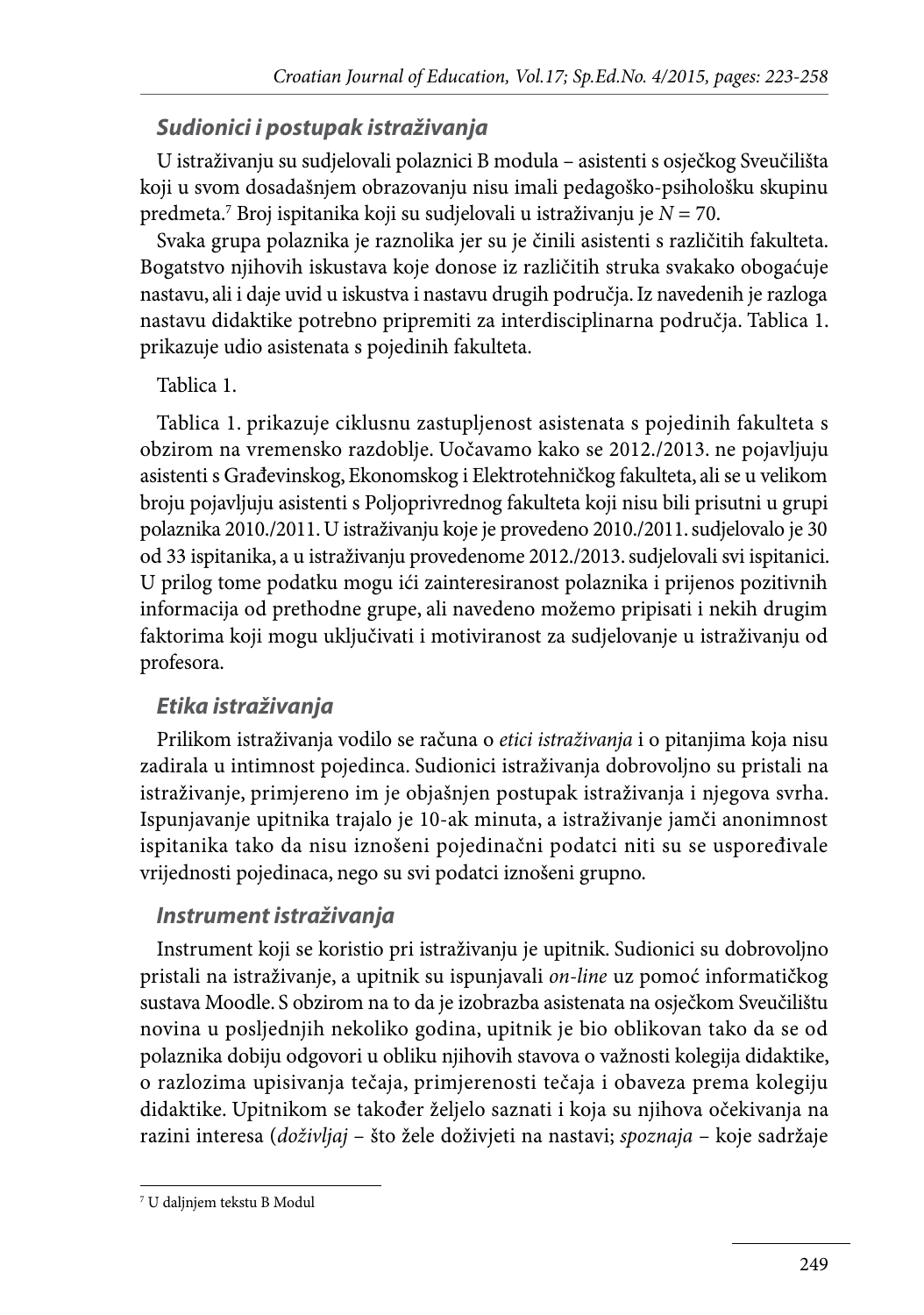### *Sudionici i postupak istraživanja*

U istraživanju su sudjelovali polaznici B modula – asistenti s osječkog Sveučilišta koji u svom dosadašnjem obrazovanju nisu imali pedagoško-psihološku skupinu predmeta.[7] Broj ispitanika koji su sudjelovali u istraživanju je $N = 70$.

Svaka grupa polaznika je raznolika jer su je činili asistenti s različitih fakulteta. Bogatstvo njihovih iskustava koje donose iz različitih struka svakako obogaćuje nastavu, ali i daje uvid u iskustva i nastavu drugih područja. Iz navedenih je razloga nastavu didaktike potrebno pripremiti za interdisciplinarna područja. Tablica 1. prikazuje udio asistenata s pojedinih fakulteta.

Tablica 1.

Tablica 1. prikazuje ciklusnu zastupljenost asistenata s pojedinih fakulteta s obzirom na vremensko razdoblje. Uočavamo kako se 2012./2013. ne pojavljuju asistenti s Građevinskog, Ekonomskog i Elektrotehničkog fakulteta, ali se u velikom broju pojavljuju asistenti s Poljoprivrednog fakulteta koji nisu bili prisutni u grupi polaznika 2010./2011. U istraživanju koje je provedeno 2010./2011. sudjelovalo je 30 od 33 ispitanika, a u istraživanju provedenome 2012./2013. sudjelovali svi ispitanici. U prilog tome podatku mogu ići zainteresiranost polaznika i prijenos pozitivnih informacija od prethodne grupe, ali navedeno možemo pripisati i nekih drugim faktorima koji mogu uključivati i motiviranost za sudjelovanje u istraživanju od profesora.

### *Etika istraživanja*

Prilikom istraživanja vodilo se računa o *etici istraživanja* i o pitanjima koja nisu zadirala u intimnost pojedinca. Sudionici istraživanja dobrovoljno su pristali na istraživanje, primjereno im je objašnjen postupak istraživanja i njegova svrha. Ispunjavanje upitnika trajalo je 10-ak minuta, a istraživanje jamči anonimnost ispitanika tako da nisu iznošeni pojedinačni podatci niti su se uspoređivale vrijednosti pojedinaca, nego su svi podatci iznošeni grupno.

### *Instrument istraživanja*

Instrument koji se koristio pri istraživanju je upitnik. Sudionici su dobrovoljno pristali na istraživanje, a upitnik su ispunjavali *on-line* uz pomoć informatičkog sustava Moodle. S obzirom na to da je izobrazba asistenata na osječkom Sveučilištu novina u posljednjih nekoliko godina, upitnik je bio oblikovan tako da se od polaznika dobiju odgovori u obliku njihovih stavova o važnosti kolegija didaktike, o razlozima upisivanja tečaja, primjerenosti tečaja i obaveza prema kolegiju didaktike. Upitnikom se također željelo saznati i koja su njihova očekivanja na razini interesa (*doživljaj* – što žele doživjeti na nastavi; *spoznaja* – koje sadržaje

[7] U daljnjem tekstu B Modul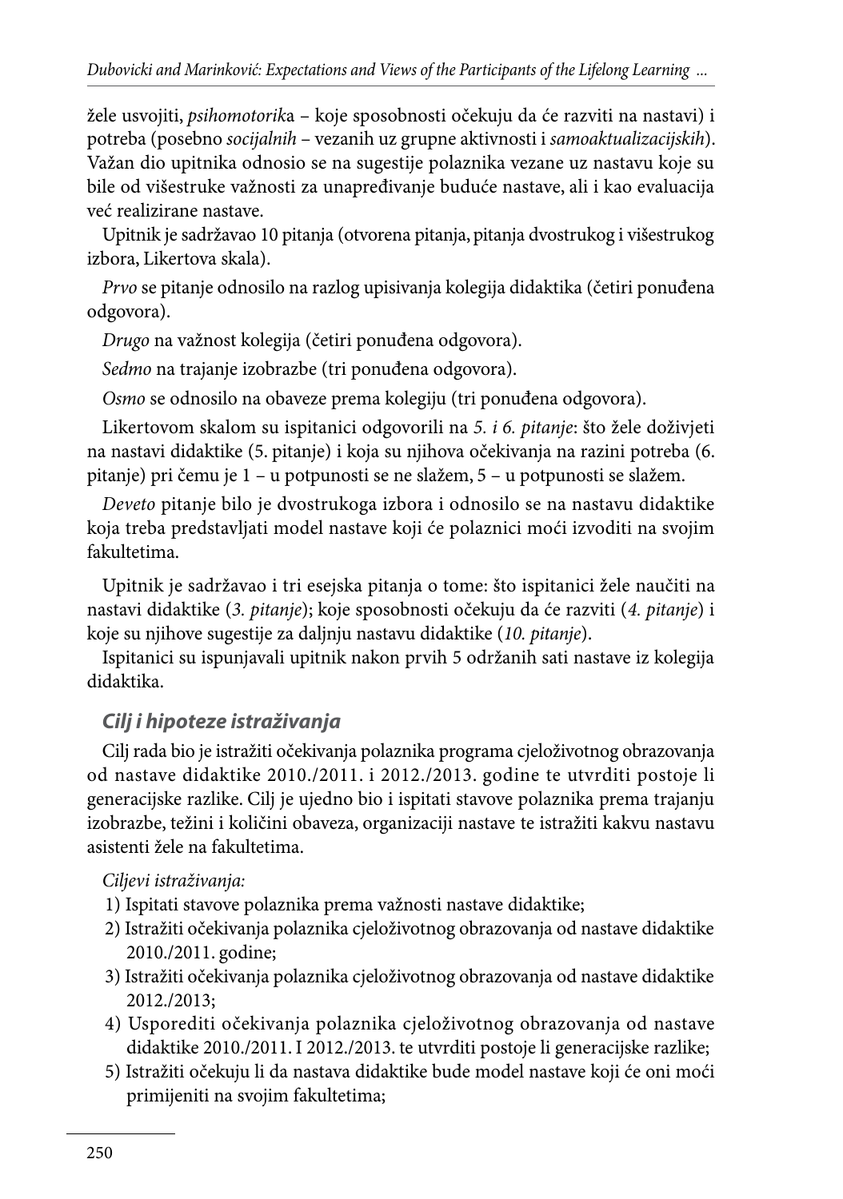žele usvojiti, *psihomotorik*a – koje sposobnosti očekuju da će razviti na nastavi) i potreba (posebno *socijalnih* – vezanih uz grupne aktivnosti i *samoaktualizacijskih*). Važan dio upitnika odnosio se na sugestije polaznika vezane uz nastavu koje su bile od višestruke važnosti za unapređivanje buduće nastave, ali i kao evaluacija već realizirane nastave.

Upitnik je sadržavao 10 pitanja (otvorena pitanja, pitanja dvostrukog i višestrukog izbora, Likertova skala).

*Prvo* se pitanje odnosilo na razlog upisivanja kolegija didaktika (četiri ponuđena odgovora).

*Drugo* na važnost kolegija (četiri ponuđena odgovora).

*Sedmo* na trajanje izobrazbe (tri ponuđena odgovora).

*Osmo* se odnosilo na obaveze prema kolegiju (tri ponuđena odgovora).

Likertovom skalom su ispitanici odgovorili na *5. i 6. pitanje*: što žele doživjeti na nastavi didaktike (5. pitanje) i koja su njihova očekivanja na razini potreba (6. pitanje) pri čemu je 1 – u potpunosti se ne slažem, 5 – u potpunosti se slažem.

*Deveto* pitanje bilo je dvostrukoga izbora i odnosilo se na nastavu didaktike koja treba predstavljati model nastave koji će polaznici moći izvoditi na svojim fakultetima.

Upitnik je sadržavao i tri esejska pitanja o tome: što ispitanici žele naučiti na nastavi didaktike (*3. pitanje*); koje sposobnosti očekuju da će razviti (*4. pitanje*) i koje su njihove sugestije za daljnju nastavu didaktike (*10. pitanje*).

Ispitanici su ispunjavali upitnik nakon prvih 5 održanih sati nastave iz kolegija didaktika.

### *Cilj i hipoteze istraživanja*

Cilj rada bio je istražiti očekivanja polaznika programa cjeloživotnog obrazovanja od nastave didaktike 2010./2011. i 2012./2013. godine te utvrditi postoje li generacijske razlike. Cilj je ujedno bio i ispitati stavove polaznika prema trajanju izobrazbe, težini i količini obaveza, organizaciji nastave te istražiti kakvu nastavu asistenti žele na fakultetima.

*Ciljevi istraživanja:*

1) Ispitati stavove polaznika prema važnosti nastave didaktike;
2) Istražiti očekivanja polaznika cjeloživotnog obrazovanja od nastave didaktike 2010./2011. godine;
3) Istražiti očekivanja polaznika cjeloživotnog obrazovanja od nastave didaktike 2012./2013;
4) Usporediti očekivanja polaznika cjeloživotnog obrazovanja od nastave didaktike 2010./2011. I 2012./2013. te utvrditi postoje li generacijske razlike;
5) Istražiti očekuju li da nastava didaktike bude model nastave koji će oni moći primijeniti na svojim fakultetima;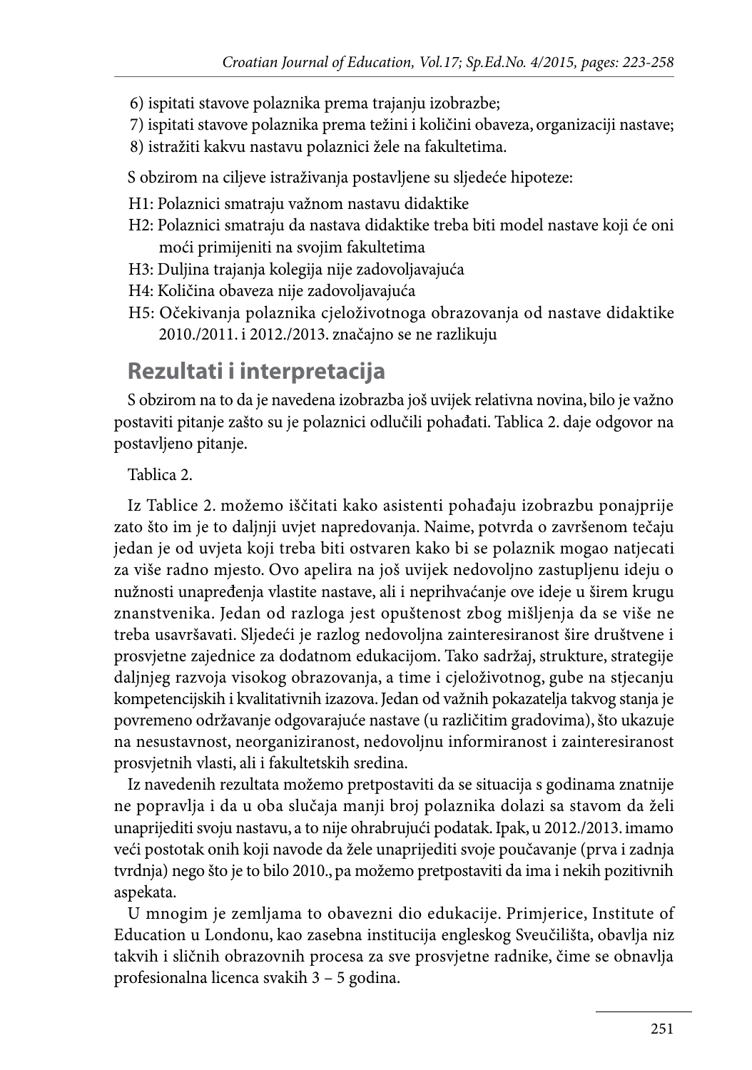6) ispitati stavove polaznika prema trajanju izobrazbe;
7) ispitati stavove polaznika prema težini i količini obaveza, organizaciji nastave;
8) istražiti kakvu nastavu polaznici žele na fakultetima.

S obzirom na ciljeve istraživanja postavljene su sljedeće hipoteze:

H1: Polaznici smatraju važnom nastavu didaktike

H2: Polaznici smatraju da nastava didaktike treba biti model nastave koji će oni moći primijeniti na svojim fakultetima

H3: Duljina trajanja kolegija nije zadovoljavajuća

H4: Količina obaveza nije zadovoljavajuća

H5: Očekivanja polaznika cjeloživotnoga obrazovanja od nastave didaktike 2010./2011. i 2012./2013. značajno se ne razlikuju

## Rezultati i interpretacija

S obzirom na to da je navedena izobrazba još uvijek relativna novina, bilo je važno postaviti pitanje zašto su je polaznici odlučili pohađati. Tablica 2. daje odgovor na postavljeno pitanje.

Tablica 2.

Iz Tablice 2. možemo iščitati kako asistenti pohađaju izobrazbu ponajprije zato što im je to daljnji uvjet napredovanja. Naime, potvrda o završenom tečaju jedan je od uvjeta koji treba biti ostvaren kako bi se polaznik mogao natjecati za više radno mjesto. Ovo apelira na još uvijek nedovoljno zastupljenu ideju o nužnosti unapređenja vlastite nastave, ali i neprihvaćanje ove ideje u širem krugu znanstvenika. Jedan od razloga jest opuštenost zbog mišljenja da se više ne treba usavršavati. Sljedeći je razlog nedovoljna zainteresiranost šire društvene i prosvjetne zajednice za dodatnom edukacijom. Tako sadržaj, strukture, strategije daljnjeg razvoja visokog obrazovanja, a time i cjeloživotnog, gube na stjecanju kompetencijskih i kvalitativnih izazova. Jedan od važnih pokazatelja takvog stanja je povremeno održavanje odgovarajuće nastave (u različitim gradovima), što ukazuje na nesustavnost, neorganiziranost, nedovoljnu informiranost i zainteresiranost prosvjetnih vlasti, ali i fakultetskih sredina.

Iz navedenih rezultata možemo pretpostaviti da se situacija s godinama znatnije ne popravlja i da u oba slučaja manji broj polaznika dolazi sa stavom da želi unaprijediti svoju nastavu, a to nije ohrabrujući podatak. Ipak, u 2012./2013. imamo veći postotak onih koji navode da žele unaprijediti svoje poučavanje (prva i zadnja tvrdnja) nego što je to bilo 2010., pa možemo pretpostaviti da ima i nekih pozitivnih aspekata.

U mnogim je zemljama to obavezni dio edukacije. Primjerice, Institute of Education u Londonu, kao zasebna institucija engleskog Sveučilišta, obavlja niz takvih i sličnih obrazovnih procesa za sve prosvjetne radnike, čime se obnavlja profesionalna licenca svakih 3 – 5 godina.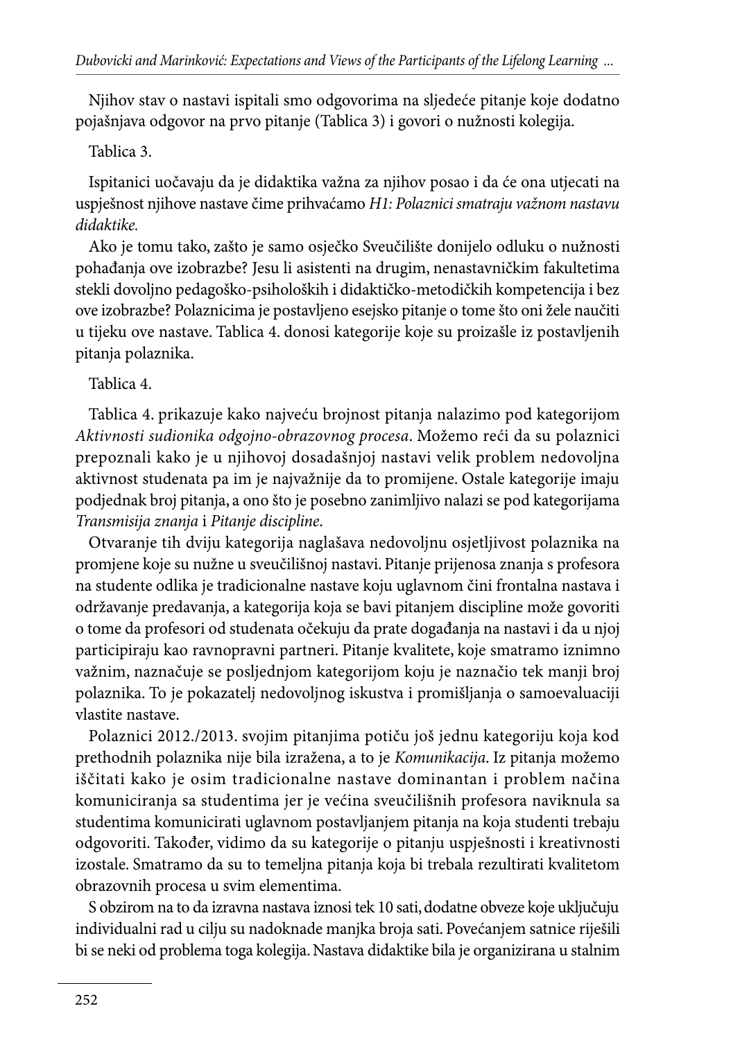Njihov stav o nastavi ispitali smo odgovorima na sljedeće pitanje koje dodatno pojašnjava odgovor na prvo pitanje (Tablica 3) i govori o nužnosti kolegija.

Tablica 3.

Ispitanici uočavaju da je didaktika važna za njihov posao i da će ona utjecati na uspješnost njihove nastave čime prihvaćamo *H1: Polaznici smatraju važnom nastavu didaktike.*

Ako je tomu tako, zašto je samo osječko Sveučilište donijelo odluku o nužnosti pohađanja ove izobrazbe? Jesu li asistenti na drugim, nenastavničkim fakultetima stekli dovoljno pedagoško-psiholoških i didaktičko-metodičkih kompetencija i bez ove izobrazbe? Polaznicima je postavljeno esejsko pitanje o tome što oni žele naučiti u tijeku ove nastave. Tablica 4. donosi kategorije koje su proizašle iz postavljenih pitanja polaznika.

Tablica 4.

Tablica 4. prikazuje kako najveću brojnost pitanja nalazimo pod kategorijom *Aktivnosti sudionika odgojno-obrazovnog procesa*. Možemo reći da su polaznici prepoznali kako je u njihovoj dosadašnjoj nastavi velik problem nedovoljna aktivnost studenata pa im je najvažnije da to promijene. Ostale kategorije imaju podjednak broj pitanja, a ono što je posebno zanimljivo nalazi se pod kategorijama *Transmisija znanja* i *Pitanje discipline*.

Otvaranje tih dviju kategorija naglašava nedovoljnu osjetljivost polaznika na promjene koje su nužne u sveučilišnoj nastavi. Pitanje prijenosa znanja s profesora na studente odlika je tradicionalne nastave koju uglavnom čini frontalna nastava i održavanje predavanja, a kategorija koja se bavi pitanjem discipline može govoriti o tome da profesori od studenata očekuju da prate događanja na nastavi i da u njoj participiraju kao ravnopravni partneri. Pitanje kvalitete, koje smatramo iznimno važnim, naznačuje se posljednjom kategorijom koju je naznačio tek manji broj polaznika. To je pokazatelj nedovoljnog iskustva i promišljanja o samoevaluaciji vlastite nastave.

Polaznici 2012./2013. svojim pitanjima potiču još jednu kategoriju koja kod prethodnih polaznika nije bila izražena, a to je *Komunikacija*. Iz pitanja možemo iščitati kako je osim tradicionalne nastave dominantan i problem načina komuniciranja sa studentima jer je većina sveučilišnih profesora naviknula sa studentima komunicirati uglavnom postavljanjem pitanja na koja studenti trebaju odgovoriti. Također, vidimo da su kategorije o pitanju uspješnosti i kreativnosti izostale. Smatramo da su to temeljna pitanja koja bi trebala rezultirati kvalitetom obrazovnih procesa u svim elementima.

S obzirom na to da izravna nastava iznosi tek 10 sati, dodatne obveze koje uključuju individualni rad u cilju su nadoknade manjka broja sati. Povećanjem satnice riješili bi se neki od problema toga kolegija. Nastava didaktike bila je organizirana u stalnim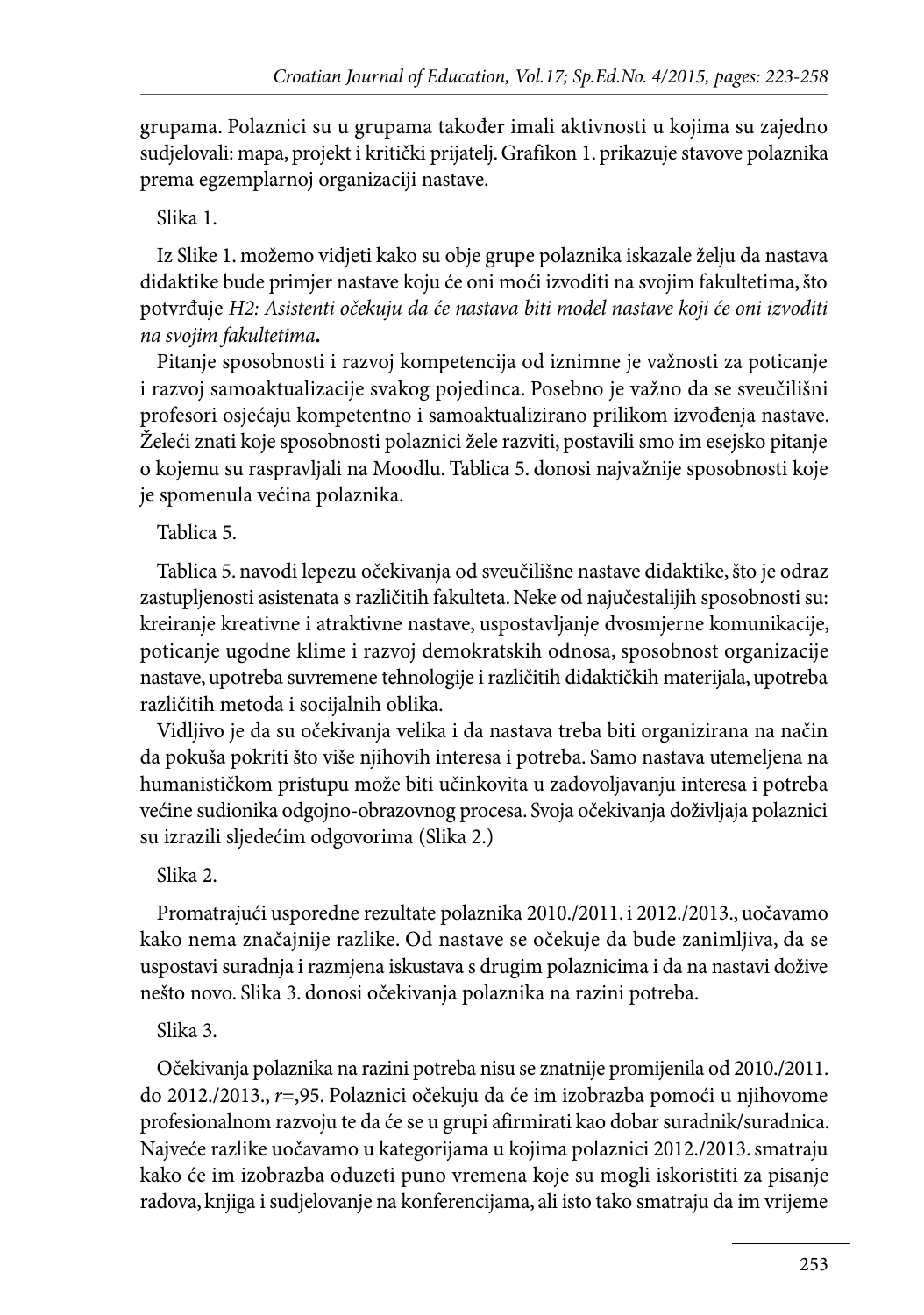grupama. Polaznici su u grupama također imali aktivnosti u kojima su zajedno sudjelovali: mapa, projekt i kritički prijatelj. Grafikon 1. prikazuje stavove polaznika prema egzemplarnoj organizaciji nastave.

Slika 1.

Iz Slike 1. možemo vidjeti kako su obje grupe polaznika iskazale želju da nastava didaktike bude primjer nastave koju će oni moći izvoditi na svojim fakultetima, što potvrđuje *H2: Asistenti očekuju da će nastava biti model nastave koji će oni izvoditi na svojim fakultetima*.

Pitanje sposobnosti i razvoj kompetencija od iznimne je važnosti za poticanje i razvoj samoaktualizacije svakog pojedinca. Posebno je važno da se sveučilišni profesori osjećaju kompetentno i samoaktualizirano prilikom izvođenja nastave. Želeći znati koje sposobnosti polaznici žele razviti, postavili smo im esejsko pitanje o kojemu su raspravljali na Moodlu. Tablica 5. donosi najvažnije sposobnosti koje je spomenula većina polaznika.

Tablica 5.

Tablica 5. navodi lepezu očekivanja od sveučilišne nastave didaktike, što je odraz zastupljenosti asistenata s različitih fakulteta. Neke od najučestalijih sposobnosti su: kreiranje kreativne i atraktivne nastave, uspostavljanje dvosmjerne komunikacije, poticanje ugodne klime i razvoj demokratskih odnosa, sposobnost organizacije nastave, upotreba suvremene tehnologije i različitih didaktičkih materijala, upotreba različitih metoda i socijalnih oblika.

Vidljivo je da su očekivanja velika i da nastava treba biti organizirana na način da pokuša pokriti što više njihovih interesa i potreba. Samo nastava utemeljena na humanističkom pristupu može biti učinkovita u zadovoljavanju interesa i potreba većine sudionika odgojno-obrazovnog procesa. Svoja očekivanja doživljaja polaznici su izrazili sljedećim odgovorima (Slika 2.)

Slika 2.

Promatrajući usporedne rezultate polaznika 2010./2011. i 2012./2013., uočavamo kako nema značajnije razlike. Od nastave se očekuje da bude zanimljiva, da se uspostavi suradnja i razmjena iskustava s drugim polaznicima i da na nastavi dožive nešto novo. Slika 3. donosi očekivanja polaznika na razini potreba.

Slika 3.

Očekivanja polaznika na razini potreba nisu se znatnije promijenila od 2010./2011. do 2012./2013., $r$=,95. Polaznici očekuju da će im izobrazba pomoći u njihovome profesionalnom razvoju te da će se u grupi afirmirati kao dobar suradnik/suradnica. Najveće razlike uočavamo u kategorijama u kojima polaznici 2012./2013. smatraju kako će im izobrazba oduzeti puno vremena koje su mogli iskoristiti za pisanje radova, knjiga i sudjelovanje na konferencijama, ali isto tako smatraju da im vrijeme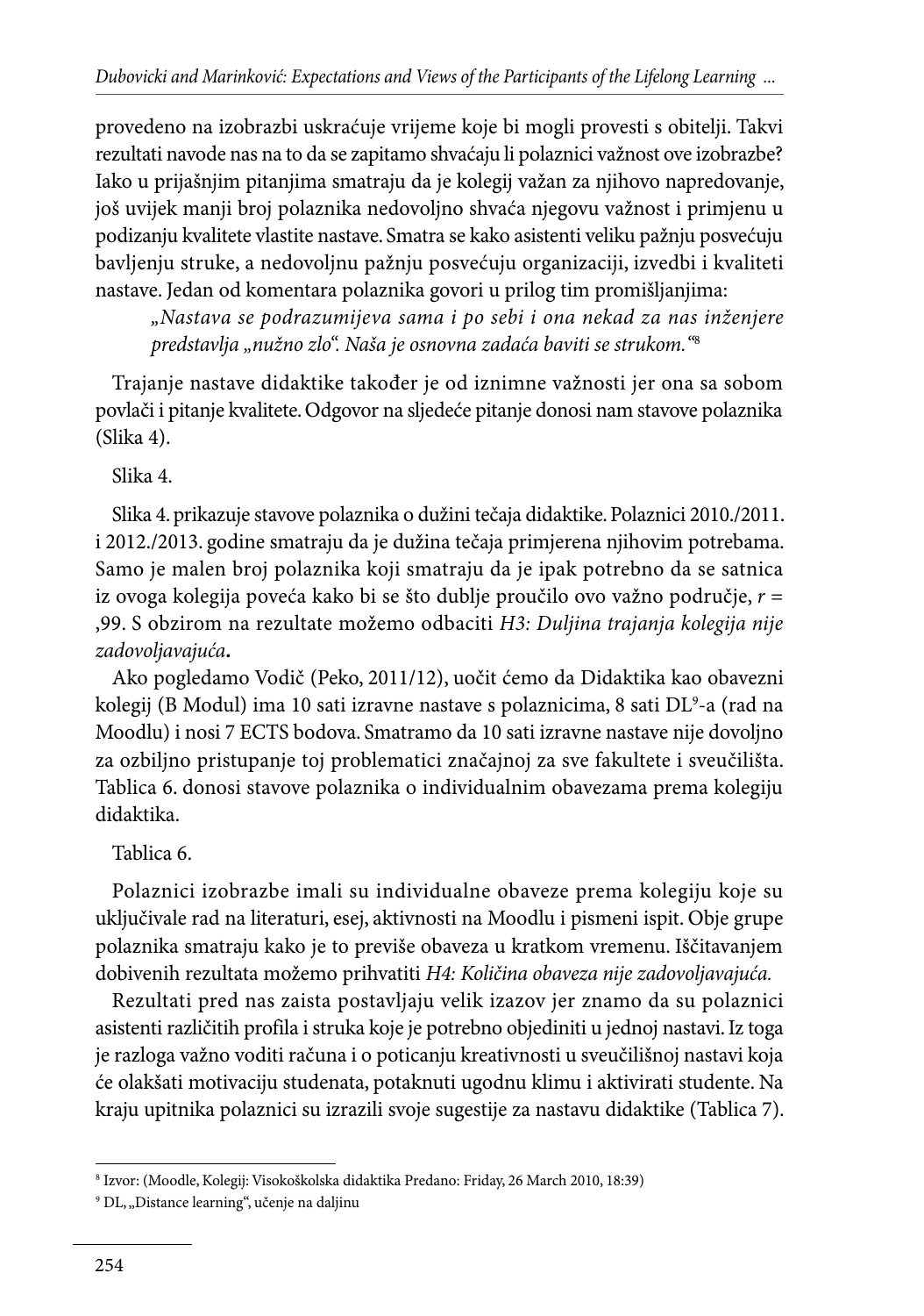provedeno na izobrazbi uskraćuje vrijeme koje bi mogli provesti s obitelji. Takvi rezultati navode nas na to da se zapitamo shvaćaju li polaznici važnost ove izobrazbe? Iako u prijašnjim pitanjima smatraju da je kolegij važan za njihovo napredovanje, još uvijek manji broj polaznika nedovoljno shvaća njegovu važnost i primjenu u podizanju kvalitete vlastite nastave. Smatra se kako asistenti veliku pažnju posvećuju bavljenju struke, a nedovoljnu pažnju posvećuju organizaciji, izvedbi i kvaliteti nastave. Jedan od komentara polaznika govori u prilog tim promišljanjima:

> *„Nastava se podrazumijeva sama i po sebi i ona nekad za nas inženjere predstavlja „nužno zlo". Naša je osnovna zadaća baviti se strukom."*[8]

Trajanje nastave didaktike također je od iznimne važnosti jer ona sa sobom povlači i pitanje kvalitete. Odgovor na sljedeće pitanje donosi nam stavove polaznika (Slika 4).

Slika 4.

Slika 4. prikazuje stavove polaznika o dužini tečaja didaktike. Polaznici 2010./2011. i 2012./2013. godine smatraju da je dužina tečaja primjerena njihovim potrebama. Samo je malen broj polaznika koji smatraju da je ipak potrebno da se satnica iz ovoga kolegija poveća kako bi se što dublje proučilo ovo važno područje, $r$ = ,99. S obzirom na rezultate možemo odbaciti *H3: Duljina trajanja kolegija nije zadovoljavajuća***.**

Ako pogledamo Vodič (Peko, 2011/12), uočit ćemo da Didaktika kao obavezni kolegij (B Modul) ima 10 sati izravne nastave s polaznicima, 8 sati DL[9]-a (rad na Moodlu) i nosi 7 ECTS bodova. Smatramo da 10 sati izravne nastave nije dovoljno za ozbiljno pristupanje toj problematici značajnoj za sve fakultete i sveučilišta. Tablica 6. donosi stavove polaznika o individualnim obavezama prema kolegiju didaktika.

Tablica 6.

Polaznici izobrazbe imali su individualne obaveze prema kolegiju koje su uključivale rad na literaturi, esej, aktivnosti na Moodlu i pismeni ispit. Obje grupe polaznika smatraju kako je to previše obaveza u kratkom vremenu. Iščitavanjem dobivenih rezultata možemo prihvatiti *H4: Količina obaveza nije zadovoljavajuća.*

Rezultati pred nas zaista postavljaju velik izazov jer znamo da su polaznici asistenti različitih profila i struka koje je potrebno objediniti u jednoj nastavi. Iz toga je razloga važno voditi računa i o poticanju kreativnosti u sveučilišnoj nastavi koja će olakšati motivaciju studenata, potaknuti ugodnu klimu i aktivirati studente. Na kraju upitnika polaznici su izrazili svoje sugestije za nastavu didaktike (Tablica 7).

---

[8] Izvor: (Moodle, Kolegij: Visokoškolska didaktika Predano: Friday, 26 March 2010, 18:39)

[9] DL, „Distance learning", učenje na daljinu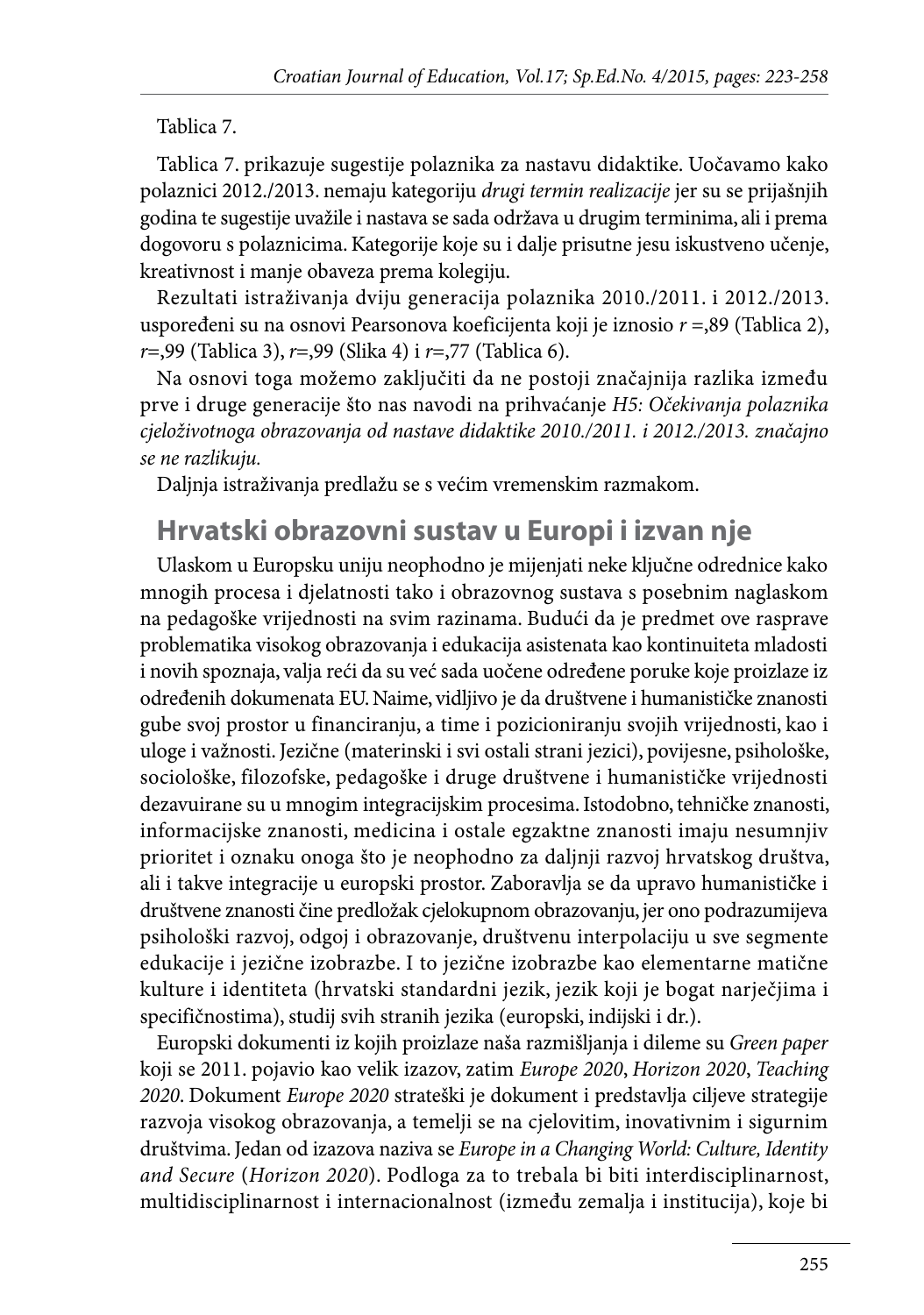Tablica 7.

Tablica 7. prikazuje sugestije polaznika za nastavu didaktike. Uočavamo kako polaznici 2012./2013. nemaju kategoriju *drugi termin realizacije* jer su se prijašnjih godina te sugestije uvažile i nastava se sada održava u drugim terminima, ali i prema dogovoru s polaznicima. Kategorije koje su i dalje prisutne jesu iskustveno učenje, kreativnost i manje obaveza prema kolegiju.

Rezultati istraživanja dviju generacija polaznika 2010./2011. i 2012./2013. uspoređeni su na osnovi Pearsonova koeficijenta koji je iznosio $r$ =,89 (Tablica 2), $r$=,99 (Tablica 3), $r$=,99 (Slika 4) i $r$=,77 (Tablica 6).

Na osnovi toga možemo zaključiti da ne postoji značajnija razlika između prve i druge generacije što nas navodi na prihvaćanje *H5: Očekivanja polaznika cjeloživotnoga obrazovanja od nastave didaktike 2010./2011. i 2012./2013. značajno se ne razlikuju.*

Daljnja istraživanja predlažu se s većim vremenskim razmakom.

## Hrvatski obrazovni sustav u Europi i izvan nje

Ulaskom u Europsku uniju neophodno je mijenjati neke ključne odrednice kako mnogih procesa i djelatnosti tako i obrazovnog sustava s posebnim naglaskom na pedagoške vrijednosti na svim razinama. Budući da je predmet ove rasprave problematika visokog obrazovanja i edukacija asistenata kao kontinuiteta mladosti i novih spoznaja, valja reći da su već sada uočene određene poruke koje proizlaze iz određenih dokumenata EU. Naime, vidljivo je da društvene i humanističke znanosti gube svoj prostor u financiranju, a time i pozicioniranju svojih vrijednosti, kao i uloge i važnosti. Jezične (materinski i svi ostali strani jezici), povijesne, psihološke, sociološke, filozofske, pedagoške i druge društvene i humanističke vrijednosti dezavuirane su u mnogim integracijskim procesima. Istodobno, tehničke znanosti, informacijske znanosti, medicina i ostale egzaktne znanosti imaju nesumnjiv prioritet i oznaku onoga što je neophodno za daljnji razvoj hrvatskog društva, ali i takve integracije u europski prostor. Zaboravlja se da upravo humanističke i društvene znanosti čine predložak cjelokupnom obrazovanju, jer ono podrazumijeva psihološki razvoj, odgoj i obrazovanje, društvenu interpolaciju u sve segmente edukacije i jezične izobrazbe. I to jezične izobrazbe kao elementarne matične kulture i identiteta (hrvatski standardni jezik, jezik koji je bogat narječjima i specifičnostima), studij svih stranih jezika (europski, indijski i dr.).

Europski dokumenti iz kojih proizlaze naša razmišljanja i dileme su *Green paper* koji se 2011. pojavio kao velik izazov, zatim *Europe 2020*, *Horizon 2020*, *Teaching 2020*. Dokument *Europe 2020* strateški je dokument i predstavlja ciljeve strategije razvoja visokog obrazovanja, a temelji se na cjelovitim, inovativnim i sigurnim društvima. Jedan od izazova naziva se *Europe in a Changing World: Culture, Identity and Secure* (*Horizon 2020*). Podloga za to trebala bi biti interdisciplinarnost, multidisciplinarnost i internacionalnost (između zemalja i institucija), koje bi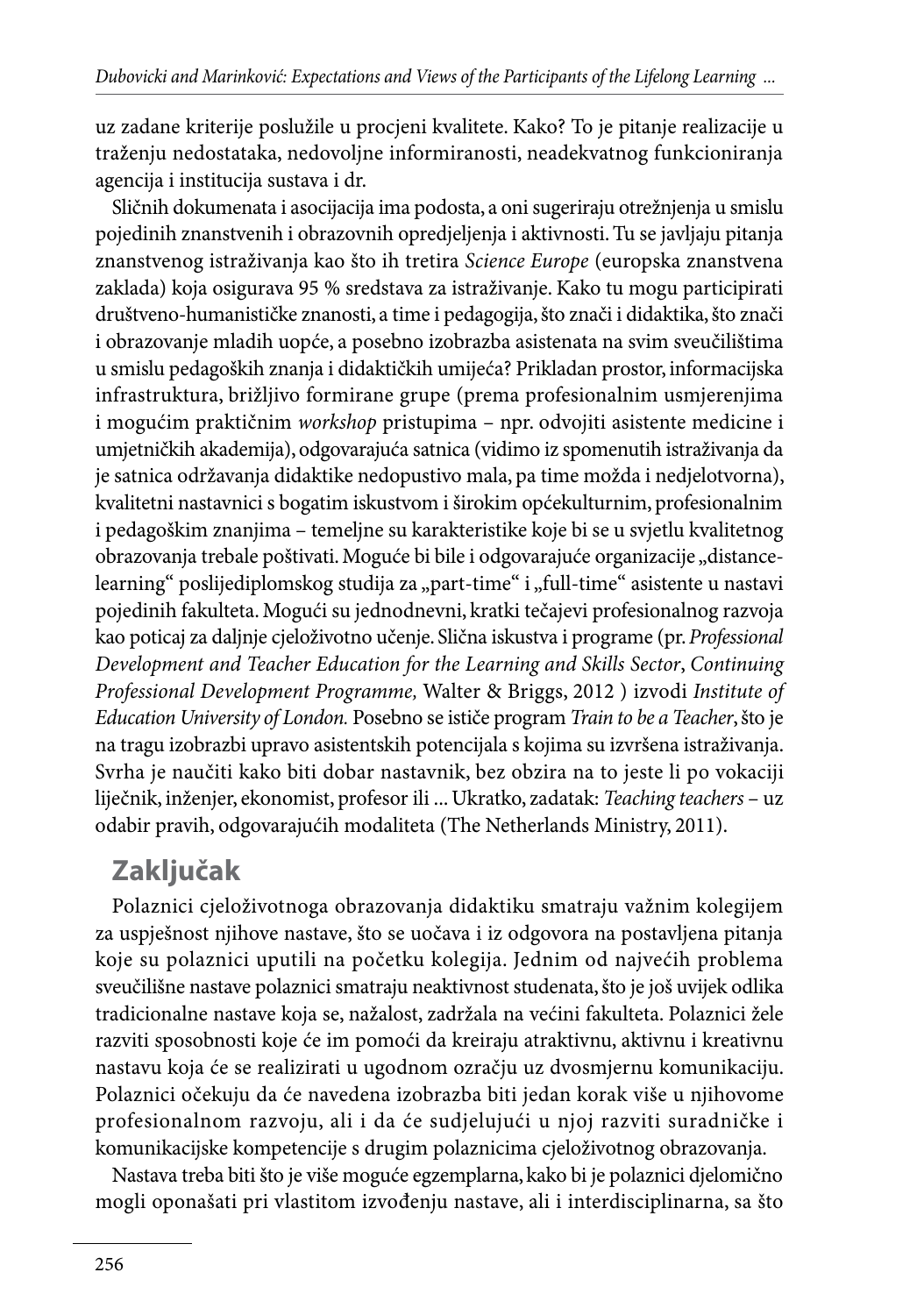uz zadane kriterije poslužile u procjeni kvalitete. Kako? To je pitanje realizacije u traženju nedostataka, nedovoljne informiranosti, neadekvatnog funkcioniranja agencija i institucija sustava i dr.

Sličnih dokumenata i asocijacija ima podosta, a oni sugeriraju otrežnjenja u smislu pojedinih znanstvenih i obrazovnih opredjeljenja i aktivnosti. Tu se javljaju pitanja znanstvenog istraživanja kao što ih tretira *Science Europe* (europska znanstvena zaklada) koja osigurava 95 % sredstava za istraživanje. Kako tu mogu participirati društveno-humanističke znanosti, a time i pedagogija, što znači i didaktika, što znači i obrazovanje mladih uopće, a posebno izobrazba asistenata na svim sveučilištima u smislu pedagoških znanja i didaktičkih umijeća? Prikladan prostor, informacijska infrastruktura, brižljivo formirane grupe (prema profesionalnim usmjerenjima i mogućim praktičnim *workshop* pristupima – npr. odvojiti asistente medicine i umjetničkih akademija), odgovarajuća satnica (vidimo iz spomenutih istraživanja da je satnica održavanja didaktike nedopustivo mala, pa time možda i nedjelotvorna), kvalitetni nastavnici s bogatim iskustvom i širokim općekulturnim, profesionalnim i pedagoškim znanjima – temeljne su karakteristike koje bi se u svjetlu kvalitetnog obrazovanja trebale poštivati. Moguće bi bile i odgovarajuće organizacije „distance-learning" poslijediplomskog studija za „part-time" i „full-time" asistente u nastavi pojedinih fakulteta. Mogući su jednodnevni, kratki tečajevi profesionalnog razvoja kao poticaj za daljnje cjeloživotno učenje. Slična iskustva i programe (pr. *Professional Development and Teacher Education for the Learning and Skills Sector*, *Continuing Professional Development Programme,* Walter & Briggs, 2012 ) izvodi *Institute of Education University of London.* Posebno se ističe program *Train to be a Teacher*, što je na tragu izobrazbi upravo asistentskih potencijala s kojima su izvršena istraživanja. Svrha je naučiti kako biti dobar nastavnik, bez obzira na to jeste li po vokaciji liječnik, inženjer, ekonomist, profesor ili ... Ukratko, zadatak: *Teaching teachers* – uz odabir pravih, odgovarajućih modaliteta (The Netherlands Ministry, 2011).

## Zaključak

Polaznici cjeloživotnoga obrazovanja didaktiku smatraju važnim kolegijem za uspješnost njihove nastave, što se uočava i iz odgovora na postavljena pitanja koje su polaznici uputili na početku kolegija. Jednim od najvećih problema sveučilišne nastave polaznici smatraju neaktivnost studenata, što je još uvijek odlika tradicionalne nastave koja se, nažalost, zadržala na većini fakulteta. Polaznici žele razviti sposobnosti koje će im pomoći da kreiraju atraktivnu, aktivnu i kreativnu nastavu koja će se realizirati u ugodnom ozračju uz dvosmjernu komunikaciju. Polaznici očekuju da će navedena izobrazba biti jedan korak više u njihovome profesionalnom razvoju, ali i da će sudjelujući u njoj razviti suradničke i komunikacijske kompetencije s drugim polaznicima cjeloživotnog obrazovanja.

Nastava treba biti što je više moguće egzemplarna, kako bi je polaznici djelomično mogli oponašati pri vlastitom izvođenju nastave, ali i interdisciplinarna, sa što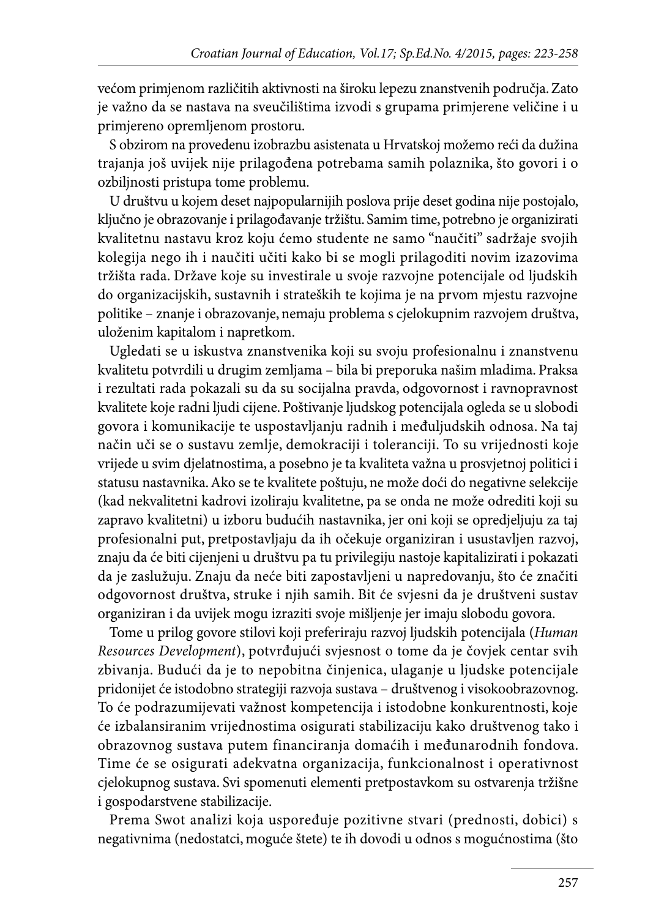većom primjenom različitih aktivnosti na široku lepezu znanstvenih područja. Zato je važno da se nastava na sveučilištima izvodi s grupama primjerene veličine i u primjereno opremljenom prostoru.

S obzirom na provedenu izobrazbu asistenata u Hrvatskoj možemo reći da dužina trajanja još uvijek nije prilagođena potrebama samih polaznika, što govori i o ozbiljnosti pristupa tome problemu.

U društvu u kojem deset najpopularnijih poslova prije deset godina nije postojalo, ključno je obrazovanje i prilagođavanje tržištu. Samim time, potrebno je organizirati kvalitetnu nastavu kroz koju ćemo studente ne samo "naučiti" sadržaje svojih kolegija nego ih i naučiti učiti kako bi se mogli prilagoditi novim izazovima tržišta rada. Države koje su investirale u svoje razvojne potencijale od ljudskih do organizacijskih, sustavnih i strateških te kojima je na prvom mjestu razvojne politike – znanje i obrazovanje, nemaju problema s cjelokupnim razvojem društva, uloženim kapitalom i napretkom.

Ugledati se u iskustva znanstvenika koji su svoju profesionalnu i znanstvenu kvalitetu potvrdili u drugim zemljama – bila bi preporuka našim mladima. Praksa i rezultati rada pokazali su da su socijalna pravda, odgovornost i ravnopravnost kvalitete koje radni ljudi cijene. Poštivanje ljudskog potencijala ogleda se u slobodi govora i komunikacije te uspostavljanju radnih i međuljudskih odnosa. Na taj način uči se o sustavu zemlje, demokraciji i toleranciji. To su vrijednosti koje vrijede u svim djelatnostima, a posebno je ta kvaliteta važna u prosvjetnoj politici i statusu nastavnika. Ako se te kvalitete poštuju, ne može doći do negativne selekcije (kad nekvalitetni kadrovi izoliraju kvalitetne, pa se onda ne može odrediti koji su zapravo kvalitetni) u izboru budućih nastavnika, jer oni koji se opredjeljuju za taj profesionalni put, pretpostavljaju da ih očekuje organiziran i usustavljen razvoj, znaju da će biti cijenjeni u društvu pa tu privilegiju nastoje kapitalizirati i pokazati da je zaslužuju. Znaju da neće biti zapostavljeni u napredovanju, što će značiti odgovornost društva, struke i njih samih. Bit će svjesni da je društveni sustav organiziran i da uvijek mogu izraziti svoje mišljenje jer imaju slobodu govora.

Tome u prilog govore stilovi koji preferiraju razvoj ljudskih potencijala (*Human Resources Development*), potvrđujući svjesnost o tome da je čovjek centar svih zbivanja. Budući da je to nepobitna činjenica, ulaganje u ljudske potencijale pridonijet će istodobno strategiji razvoja sustava – društvenog i visokoobrazovnog. To će podrazumijevati važnost kompetencija i istodobne konkurentnosti, koje će izbalansiranim vrijednostima osigurati stabilizaciju kako društvenog tako i obrazovnog sustava putem financiranja domaćih i međunarodnih fondova. Time će se osigurati adekvatna organizacija, funkcionalnost i operativnost cjelokupnog sustava. Svi spomenuti elementi pretpostavkom su ostvarenja tržišne i gospodarstvene stabilizacije.

Prema Swot analizi koja uspoređuje pozitivne stvari (prednosti, dobici) s negativnima (nedostatci, moguće štete) te ih dovodi u odnos s mogućnostima (što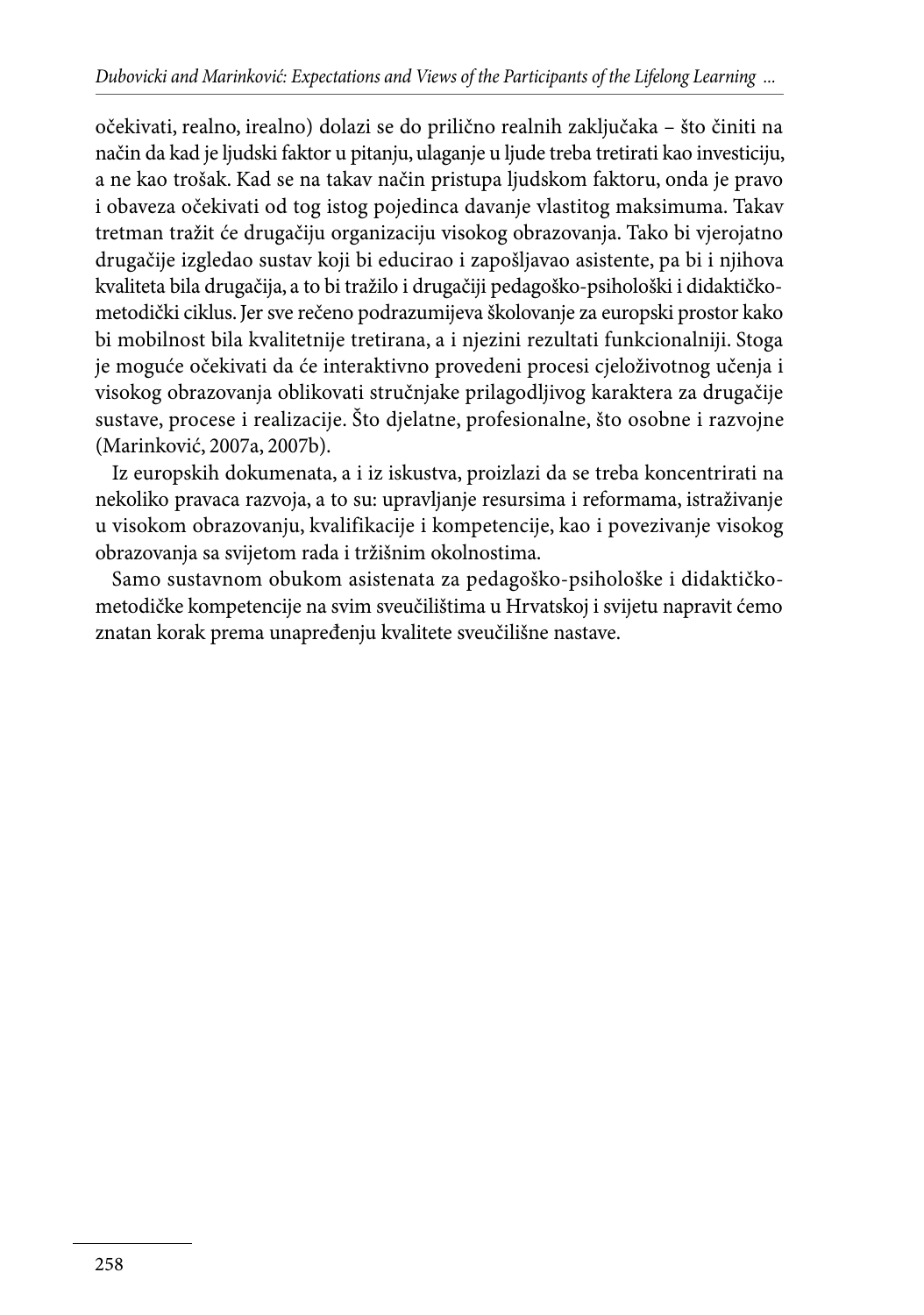očekivati, realno, irealno) dolazi se do prilično realnih zaključaka – što činiti na način da kad je ljudski faktor u pitanju, ulaganje u ljude treba tretirati kao investiciju, a ne kao trošak. Kad se na takav način pristupa ljudskom faktoru, onda je pravo i obaveza očekivati od tog istog pojedinca davanje vlastitog maksimuma. Takav tretman tražit će drugačiju organizaciju visokog obrazovanja. Tako bi vjerojatno drugačije izgledao sustav koji bi educirao i zapošljavao asistente, pa bi i njihova kvaliteta bila drugačija, a to bi tražilo i drugačiji pedagoško-psihološki i didaktičko-metodički ciklus. Jer sve rečeno podrazumijeva školovanje za europski prostor kako bi mobilnost bila kvalitetnije tretirana, a i njezini rezultati funkcionalniji. Stoga je moguće očekivati da će interaktivno provedeni procesi cjeloživotnog učenja i visokog obrazovanja oblikovati stručnjake prilagodljivog karaktera za drugačije sustave, procese i realizacije. Što djelatne, profesionalne, što osobne i razvojne (Marinković, 2007a, 2007b).

Iz europskih dokumenata, a i iz iskustva, proizlazi da se treba koncentrirati na nekoliko pravaca razvoja, a to su: upravljanje resursima i reformama, istraživanje u visokom obrazovanju, kvalifikacije i kompetencije, kao i povezivanje visokog obrazovanja sa svijetom rada i tržišnim okolnostima.

Samo sustavnom obukom asistenata za pedagoško-psihološke i didaktičko-metodičke kompetencije na svim sveučilištima u Hrvatskoj i svijetu napravit ćemo znatan korak prema unapređenju kvalitete sveučilišne nastave.